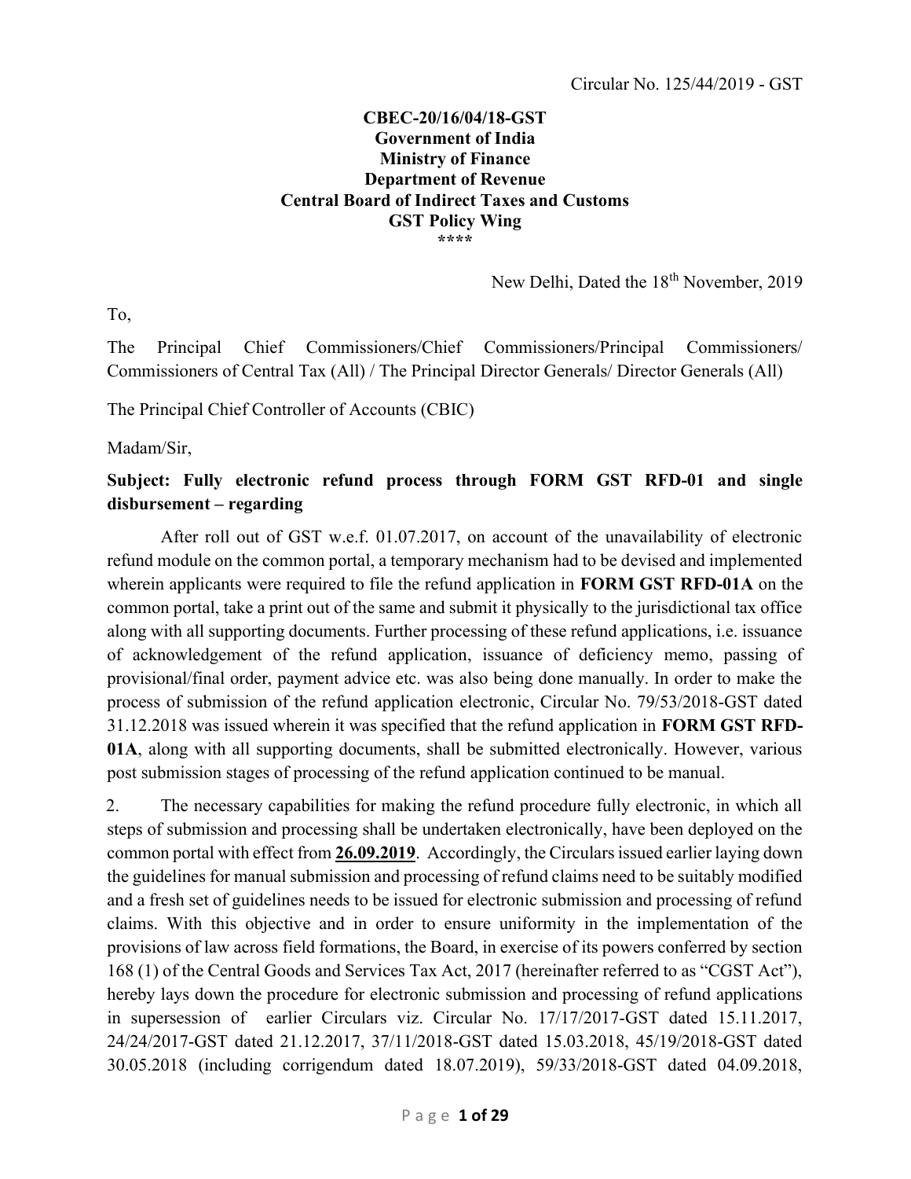Circular No. 125/44/2019 - GST

**CBEC-20/16/04/18-GST**
**Government of India**
**Ministry of Finance**
**Department of Revenue**
**Central Board of Indirect Taxes and Customs**
**GST Policy Wing**
**\*\*\*\***

New Delhi, Dated the 18th November, 2019

To,

The Principal Chief Commissioners/Chief Commissioners/Principal Commissioners/ Commissioners of Central Tax (All) / The Principal Director Generals/ Director Generals (All)

The Principal Chief Controller of Accounts (CBIC)

Madam/Sir,

**Subject: Fully electronic refund process through FORM GST RFD-01 and single disbursement – regarding**

After roll out of GST w.e.f. 01.07.2017, on account of the unavailability of electronic refund module on the common portal, a temporary mechanism had to be devised and implemented wherein applicants were required to file the refund application in **FORM GST RFD-01A** on the common portal, take a print out of the same and submit it physically to the jurisdictional tax office along with all supporting documents. Further processing of these refund applications, i.e. issuance of acknowledgement of the refund application, issuance of deficiency memo, passing of provisional/final order, payment advice etc. was also being done manually. In order to make the process of submission of the refund application electronic, Circular No. 79/53/2018-GST dated 31.12.2018 was issued wherein it was specified that the refund application in **FORM GST RFD-01A**, along with all supporting documents, shall be submitted electronically. However, various post submission stages of processing of the refund application continued to be manual.

2. The necessary capabilities for making the refund procedure fully electronic, in which all steps of submission and processing shall be undertaken electronically, have been deployed on the common portal with effect from **26.09.2019**. Accordingly, the Circulars issued earlier laying down the guidelines for manual submission and processing of refund claims need to be suitably modified and a fresh set of guidelines needs to be issued for electronic submission and processing of refund claims. With this objective and in order to ensure uniformity in the implementation of the provisions of law across field formations, the Board, in exercise of its powers conferred by section 168 (1) of the Central Goods and Services Tax Act, 2017 (hereinafter referred to as "CGST Act"), hereby lays down the procedure for electronic submission and processing of refund applications in supersession of earlier Circulars viz. Circular No. 17/17/2017-GST dated 15.11.2017, 24/24/2017-GST dated 21.12.2017, 37/11/2018-GST dated 15.03.2018, 45/19/2018-GST dated 30.05.2018 (including corrigendum dated 18.07.2019), 59/33/2018-GST dated 04.09.2018,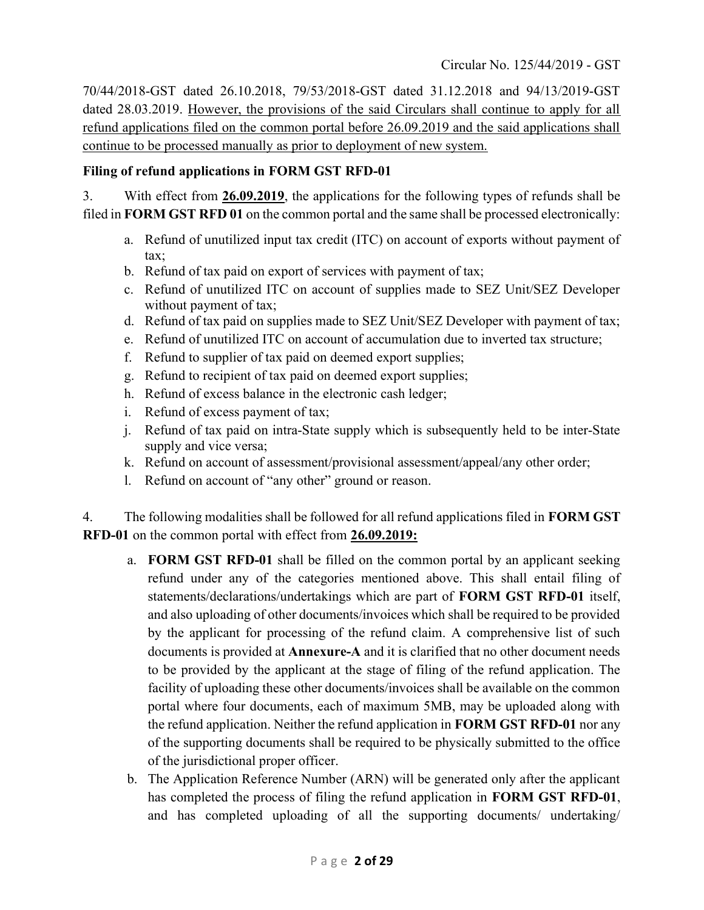70/44/2018-GST dated 26.10.2018, 79/53/2018-GST dated 31.12.2018 and 94/13/2019-GST dated 28.03.2019. <u>However, the provisions of the said Circulars shall continue to apply for all refund applications filed on the common portal before 26.09.2019 and the said applications shall continue to be processed manually as prior to deployment of new system.</u>

**Filing of refund applications in FORM GST RFD-01**

3. With effect from **<u>26.09.2019</u>**, the applications for the following types of refunds shall be filed in **FORM GST RFD 01** on the common portal and the same shall be processed electronically:

a. Refund of unutilized input tax credit (ITC) on account of exports without payment of tax;
b. Refund of tax paid on export of services with payment of tax;
c. Refund of unutilized ITC on account of supplies made to SEZ Unit/SEZ Developer without payment of tax;
d. Refund of tax paid on supplies made to SEZ Unit/SEZ Developer with payment of tax;
e. Refund of unutilized ITC on account of accumulation due to inverted tax structure;
f. Refund to supplier of tax paid on deemed export supplies;
g. Refund to recipient of tax paid on deemed export supplies;
h. Refund of excess balance in the electronic cash ledger;
i. Refund of excess payment of tax;
j. Refund of tax paid on intra-State supply which is subsequently held to be inter-State supply and vice versa;
k. Refund on account of assessment/provisional assessment/appeal/any other order;
l. Refund on account of "any other" ground or reason.

4. The following modalities shall be followed for all refund applications filed in **FORM GST RFD-01** on the common portal with effect from **<u>26.09.2019:</u>**

a. **FORM GST RFD-01** shall be filled on the common portal by an applicant seeking refund under any of the categories mentioned above. This shall entail filing of statements/declarations/undertakings which are part of **FORM GST RFD-01** itself, and also uploading of other documents/invoices which shall be required to be provided by the applicant for processing of the refund claim. A comprehensive list of such documents is provided at **Annexure-A** and it is clarified that no other document needs to be provided by the applicant at the stage of filing of the refund application. The facility of uploading these other documents/invoices shall be available on the common portal where four documents, each of maximum 5MB, may be uploaded along with the refund application. Neither the refund application in **FORM GST RFD-01** nor any of the supporting documents shall be required to be physically submitted to the office of the jurisdictional proper officer.
b. The Application Reference Number (ARN) will be generated only after the applicant has completed the process of filing the refund application in **FORM GST RFD-01**, and has completed uploading of all the supporting documents/ undertaking/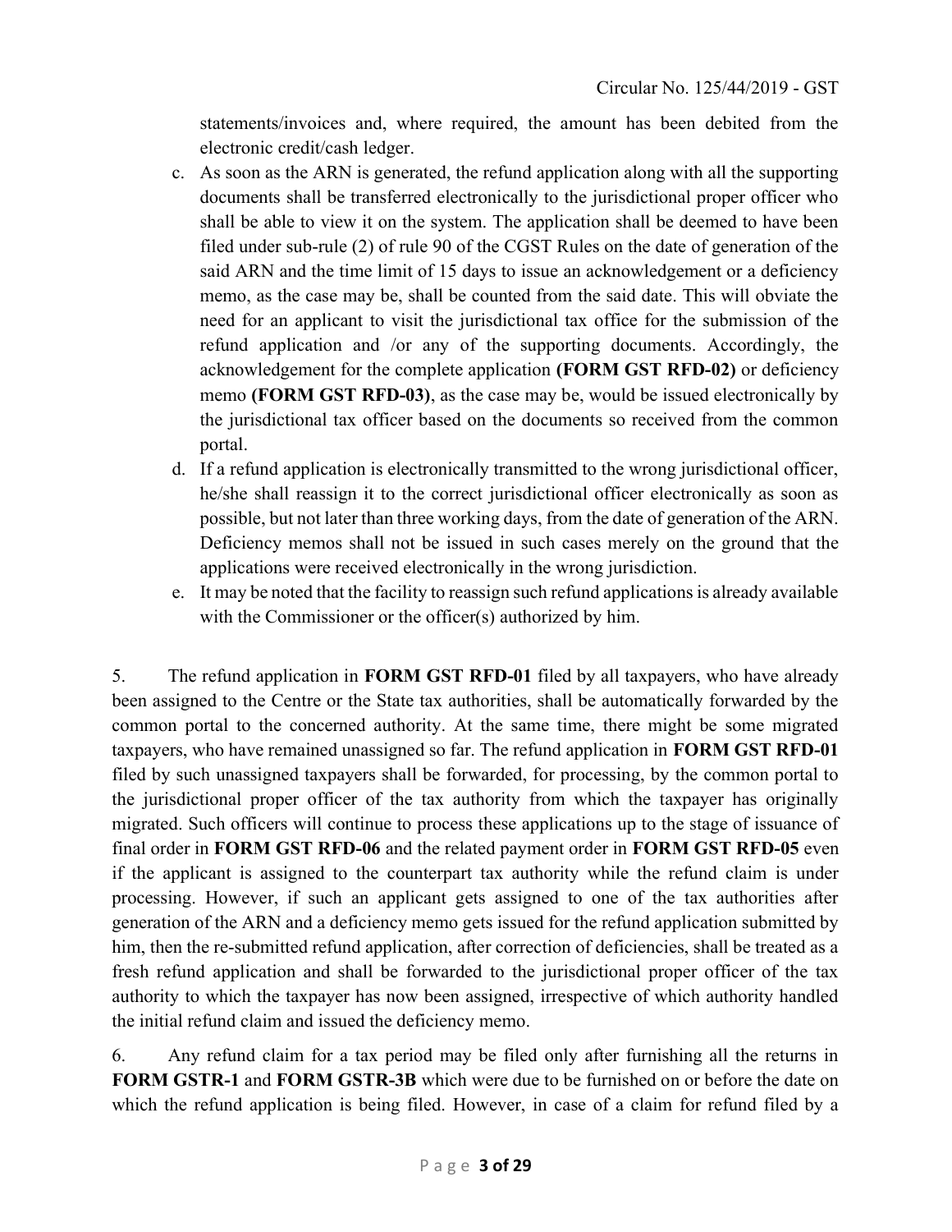statements/invoices and, where required, the amount has been debited from the electronic credit/cash ledger.

c. As soon as the ARN is generated, the refund application along with all the supporting documents shall be transferred electronically to the jurisdictional proper officer who shall be able to view it on the system. The application shall be deemed to have been filed under sub-rule (2) of rule 90 of the CGST Rules on the date of generation of the said ARN and the time limit of 15 days to issue an acknowledgement or a deficiency memo, as the case may be, shall be counted from the said date. This will obviate the need for an applicant to visit the jurisdictional tax office for the submission of the refund application and /or any of the supporting documents. Accordingly, the acknowledgement for the complete application **(FORM GST RFD-02)** or deficiency memo **(FORM GST RFD-03)**, as the case may be, would be issued electronically by the jurisdictional tax officer based on the documents so received from the common portal.

d. If a refund application is electronically transmitted to the wrong jurisdictional officer, he/she shall reassign it to the correct jurisdictional officer electronically as soon as possible, but not later than three working days, from the date of generation of the ARN. Deficiency memos shall not be issued in such cases merely on the ground that the applications were received electronically in the wrong jurisdiction.

e. It may be noted that the facility to reassign such refund applications is already available with the Commissioner or the officer(s) authorized by him.

5. The refund application in **FORM GST RFD-01** filed by all taxpayers, who have already been assigned to the Centre or the State tax authorities, shall be automatically forwarded by the common portal to the concerned authority. At the same time, there might be some migrated taxpayers, who have remained unassigned so far. The refund application in **FORM GST RFD-01** filed by such unassigned taxpayers shall be forwarded, for processing, by the common portal to the jurisdictional proper officer of the tax authority from which the taxpayer has originally migrated. Such officers will continue to process these applications up to the stage of issuance of final order in **FORM GST RFD-06** and the related payment order in **FORM GST RFD-05** even if the applicant is assigned to the counterpart tax authority while the refund claim is under processing. However, if such an applicant gets assigned to one of the tax authorities after generation of the ARN and a deficiency memo gets issued for the refund application submitted by him, then the re-submitted refund application, after correction of deficiencies, shall be treated as a fresh refund application and shall be forwarded to the jurisdictional proper officer of the tax authority to which the taxpayer has now been assigned, irrespective of which authority handled the initial refund claim and issued the deficiency memo.

6. Any refund claim for a tax period may be filed only after furnishing all the returns in **FORM GSTR-1** and **FORM GSTR-3B** which were due to be furnished on or before the date on which the refund application is being filed. However, in case of a claim for refund filed by a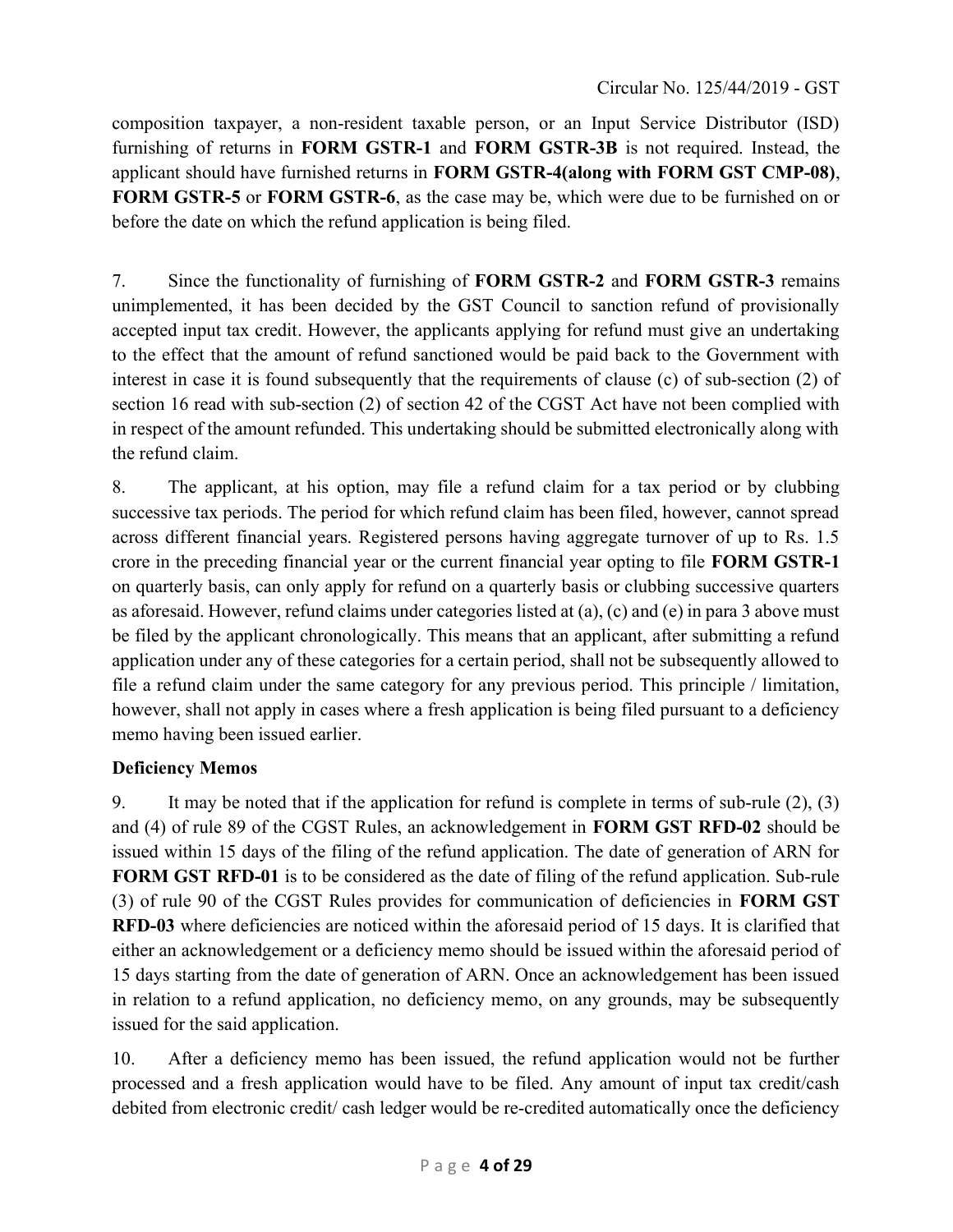composition taxpayer, a non-resident taxable person, or an Input Service Distributor (ISD) furnishing of returns in **FORM GSTR-1** and **FORM GSTR-3B** is not required. Instead, the applicant should have furnished returns in **FORM GSTR-4(along with FORM GST CMP-08)**, **FORM GSTR-5** or **FORM GSTR-6**, as the case may be, which were due to be furnished on or before the date on which the refund application is being filed.

7. Since the functionality of furnishing of **FORM GSTR-2** and **FORM GSTR-3** remains unimplemented, it has been decided by the GST Council to sanction refund of provisionally accepted input tax credit. However, the applicants applying for refund must give an undertaking to the effect that the amount of refund sanctioned would be paid back to the Government with interest in case it is found subsequently that the requirements of clause (c) of sub-section (2) of section 16 read with sub-section (2) of section 42 of the CGST Act have not been complied with in respect of the amount refunded. This undertaking should be submitted electronically along with the refund claim.

8. The applicant, at his option, may file a refund claim for a tax period or by clubbing successive tax periods. The period for which refund claim has been filed, however, cannot spread across different financial years. Registered persons having aggregate turnover of up to Rs. 1.5 crore in the preceding financial year or the current financial year opting to file **FORM GSTR-1** on quarterly basis, can only apply for refund on a quarterly basis or clubbing successive quarters as aforesaid. However, refund claims under categories listed at (a), (c) and (e) in para 3 above must be filed by the applicant chronologically. This means that an applicant, after submitting a refund application under any of these categories for a certain period, shall not be subsequently allowed to file a refund claim under the same category for any previous period. This principle / limitation, however, shall not apply in cases where a fresh application is being filed pursuant to a deficiency memo having been issued earlier.

**Deficiency Memos**

9. It may be noted that if the application for refund is complete in terms of sub-rule (2), (3) and (4) of rule 89 of the CGST Rules, an acknowledgement in **FORM GST RFD-02** should be issued within 15 days of the filing of the refund application. The date of generation of ARN for **FORM GST RFD-01** is to be considered as the date of filing of the refund application. Sub-rule (3) of rule 90 of the CGST Rules provides for communication of deficiencies in **FORM GST RFD-03** where deficiencies are noticed within the aforesaid period of 15 days. It is clarified that either an acknowledgement or a deficiency memo should be issued within the aforesaid period of 15 days starting from the date of generation of ARN. Once an acknowledgement has been issued in relation to a refund application, no deficiency memo, on any grounds, may be subsequently issued for the said application.

10. After a deficiency memo has been issued, the refund application would not be further processed and a fresh application would have to be filed. Any amount of input tax credit/cash debited from electronic credit/ cash ledger would be re-credited automatically once the deficiency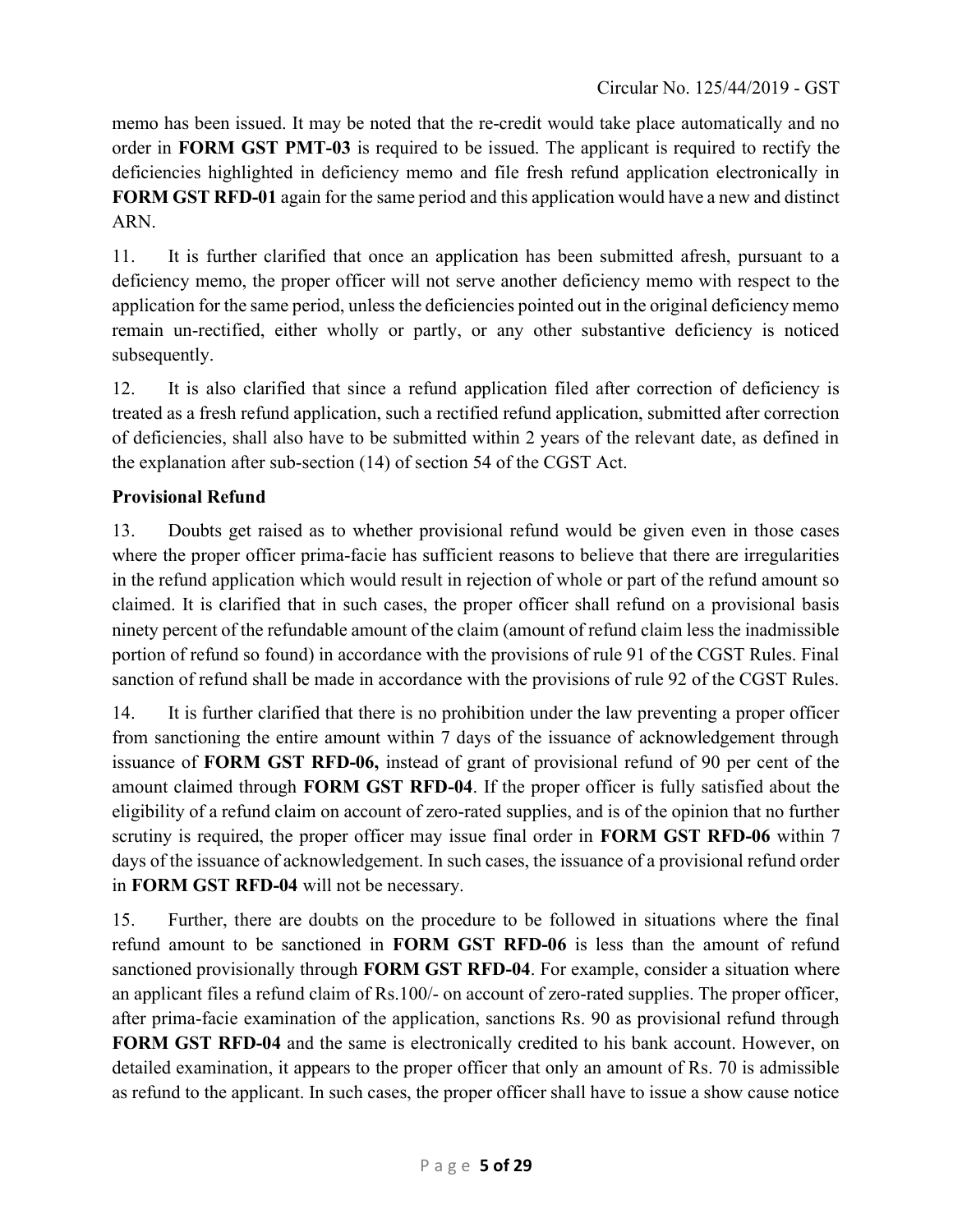memo has been issued. It may be noted that the re-credit would take place automatically and no order in **FORM GST PMT-03** is required to be issued. The applicant is required to rectify the deficiencies highlighted in deficiency memo and file fresh refund application electronically in **FORM GST RFD-01** again for the same period and this application would have a new and distinct ARN.

11. It is further clarified that once an application has been submitted afresh, pursuant to a deficiency memo, the proper officer will not serve another deficiency memo with respect to the application for the same period, unless the deficiencies pointed out in the original deficiency memo remain un-rectified, either wholly or partly, or any other substantive deficiency is noticed subsequently.

12. It is also clarified that since a refund application filed after correction of deficiency is treated as a fresh refund application, such a rectified refund application, submitted after correction of deficiencies, shall also have to be submitted within 2 years of the relevant date, as defined in the explanation after sub-section (14) of section 54 of the CGST Act.

**Provisional Refund**

13. Doubts get raised as to whether provisional refund would be given even in those cases where the proper officer prima-facie has sufficient reasons to believe that there are irregularities in the refund application which would result in rejection of whole or part of the refund amount so claimed. It is clarified that in such cases, the proper officer shall refund on a provisional basis ninety percent of the refundable amount of the claim (amount of refund claim less the inadmissible portion of refund so found) in accordance with the provisions of rule 91 of the CGST Rules. Final sanction of refund shall be made in accordance with the provisions of rule 92 of the CGST Rules.

14. It is further clarified that there is no prohibition under the law preventing a proper officer from sanctioning the entire amount within 7 days of the issuance of acknowledgement through issuance of **FORM GST RFD-06,** instead of grant of provisional refund of 90 per cent of the amount claimed through **FORM GST RFD-04**. If the proper officer is fully satisfied about the eligibility of a refund claim on account of zero-rated supplies, and is of the opinion that no further scrutiny is required, the proper officer may issue final order in **FORM GST RFD-06** within 7 days of the issuance of acknowledgement. In such cases, the issuance of a provisional refund order in **FORM GST RFD-04** will not be necessary.

15. Further, there are doubts on the procedure to be followed in situations where the final refund amount to be sanctioned in **FORM GST RFD-06** is less than the amount of refund sanctioned provisionally through **FORM GST RFD-04**. For example, consider a situation where an applicant files a refund claim of Rs.100/- on account of zero-rated supplies. The proper officer, after prima-facie examination of the application, sanctions Rs. 90 as provisional refund through **FORM GST RFD-04** and the same is electronically credited to his bank account. However, on detailed examination, it appears to the proper officer that only an amount of Rs. 70 is admissible as refund to the applicant. In such cases, the proper officer shall have to issue a show cause notice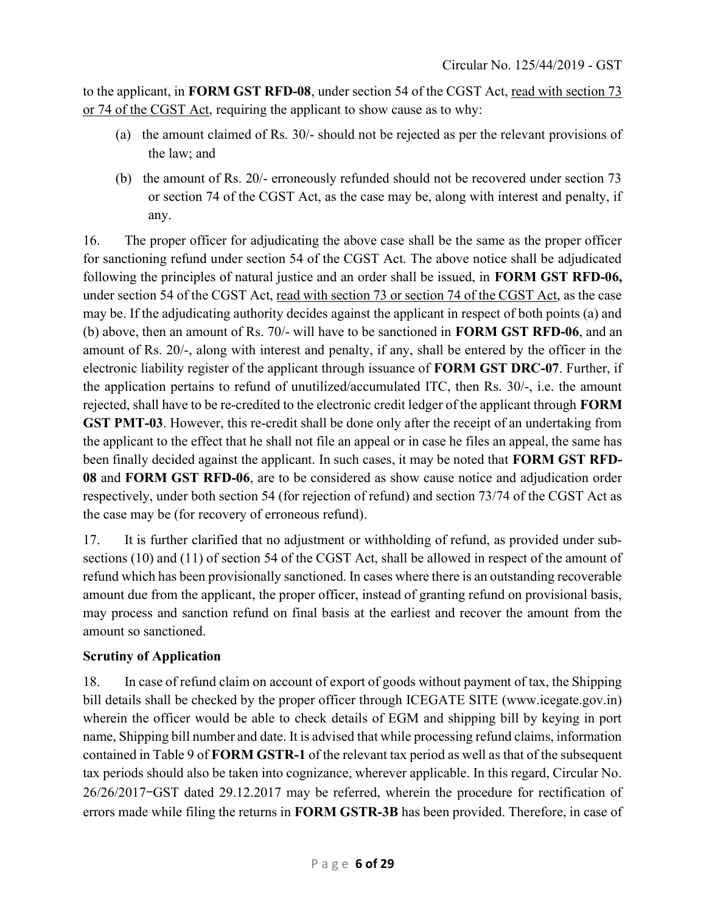to the applicant, in **FORM GST RFD-08**, under section 54 of the CGST Act, read with section 73 or 74 of the CGST Act, requiring the applicant to show cause as to why:

(a) the amount claimed of Rs. 30/- should not be rejected as per the relevant provisions of the law; and

(b) the amount of Rs. 20/- erroneously refunded should not be recovered under section 73 or section 74 of the CGST Act, as the case may be, along with interest and penalty, if any.

16. The proper officer for adjudicating the above case shall be the same as the proper officer for sanctioning refund under section 54 of the CGST Act. The above notice shall be adjudicated following the principles of natural justice and an order shall be issued, in **FORM GST RFD-06,** under section 54 of the CGST Act, read with section 73 or section 74 of the CGST Act, as the case may be. If the adjudicating authority decides against the applicant in respect of both points (a) and (b) above, then an amount of Rs. 70/- will have to be sanctioned in **FORM GST RFD-06**, and an amount of Rs. 20/-, along with interest and penalty, if any, shall be entered by the officer in the electronic liability register of the applicant through issuance of **FORM GST DRC-07**. Further, if the application pertains to refund of unutilized/accumulated ITC, then Rs. 30/-, i.e. the amount rejected, shall have to be re-credited to the electronic credit ledger of the applicant through **FORM GST PMT-03**. However, this re-credit shall be done only after the receipt of an undertaking from the applicant to the effect that he shall not file an appeal or in case he files an appeal, the same has been finally decided against the applicant. In such cases, it may be noted that **FORM GST RFD-08** and **FORM GST RFD-06**, are to be considered as show cause notice and adjudication order respectively, under both section 54 (for rejection of refund) and section 73/74 of the CGST Act as the case may be (for recovery of erroneous refund).

17. It is further clarified that no adjustment or withholding of refund, as provided under sub-sections (10) and (11) of section 54 of the CGST Act, shall be allowed in respect of the amount of refund which has been provisionally sanctioned. In cases where there is an outstanding recoverable amount due from the applicant, the proper officer, instead of granting refund on provisional basis, may process and sanction refund on final basis at the earliest and recover the amount from the amount so sanctioned.

**Scrutiny of Application**

18. In case of refund claim on account of export of goods without payment of tax, the Shipping bill details shall be checked by the proper officer through ICEGATE SITE (www.icegate.gov.in) wherein the officer would be able to check details of EGM and shipping bill by keying in port name, Shipping bill number and date. It is advised that while processing refund claims, information contained in Table 9 of **FORM GSTR-1** of the relevant tax period as well as that of the subsequent tax periods should also be taken into cognizance, wherever applicable. In this regard, Circular No. 26/26/2017–GST dated 29.12.2017 may be referred, wherein the procedure for rectification of errors made while filing the returns in **FORM GSTR-3B** has been provided. Therefore, in case of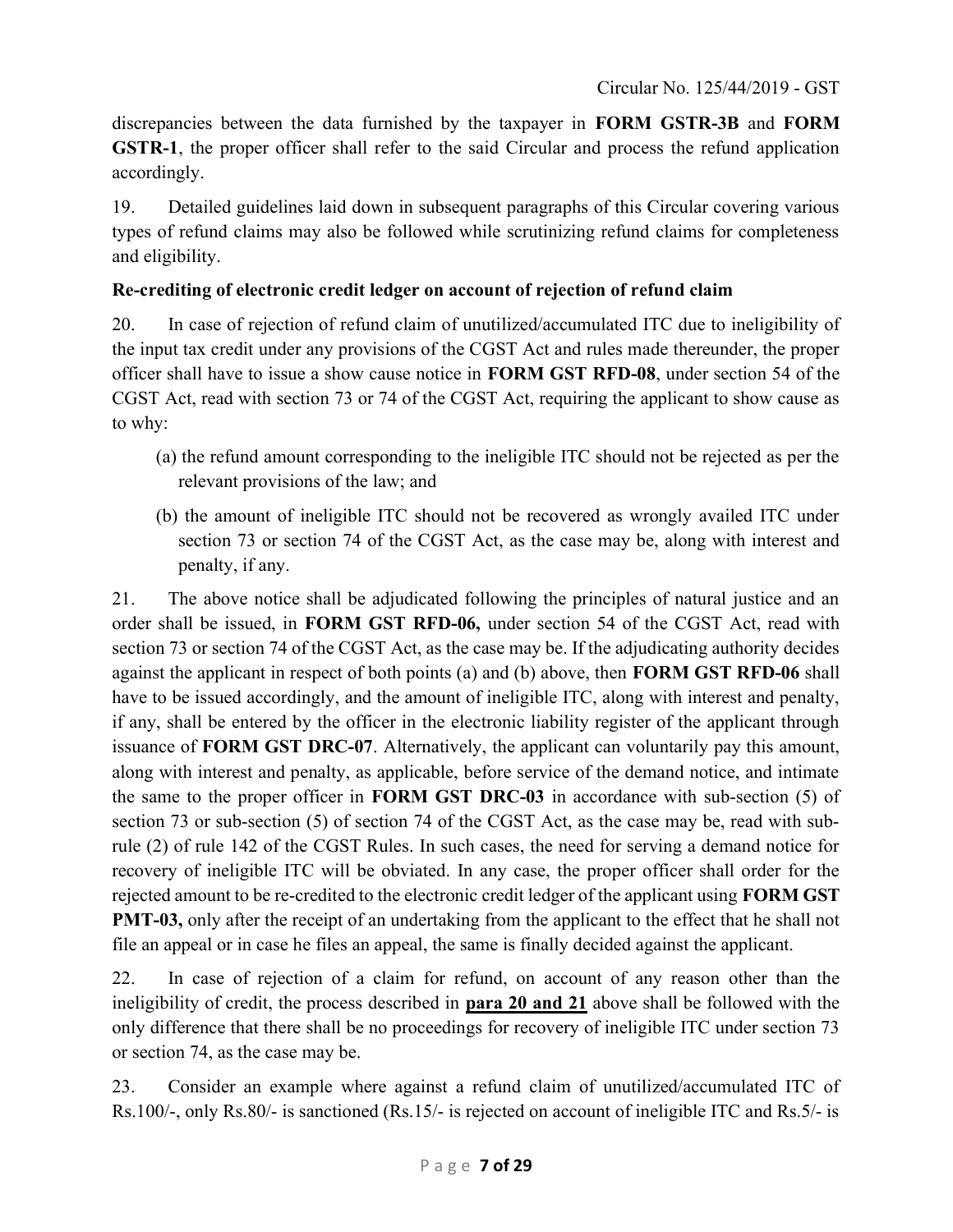discrepancies between the data furnished by the taxpayer in **FORM GSTR-3B** and **FORM GSTR-1**, the proper officer shall refer to the said Circular and process the refund application accordingly.

19. Detailed guidelines laid down in subsequent paragraphs of this Circular covering various types of refund claims may also be followed while scrutinizing refund claims for completeness and eligibility.

**Re-crediting of electronic credit ledger on account of rejection of refund claim**

20. In case of rejection of refund claim of unutilized/accumulated ITC due to ineligibility of the input tax credit under any provisions of the CGST Act and rules made thereunder, the proper officer shall have to issue a show cause notice in **FORM GST RFD-08**, under section 54 of the CGST Act, read with section 73 or 74 of the CGST Act, requiring the applicant to show cause as to why:

(a) the refund amount corresponding to the ineligible ITC should not be rejected as per the relevant provisions of the law; and

(b) the amount of ineligible ITC should not be recovered as wrongly availed ITC under section 73 or section 74 of the CGST Act, as the case may be, along with interest and penalty, if any.

21. The above notice shall be adjudicated following the principles of natural justice and an order shall be issued, in **FORM GST RFD-06,** under section 54 of the CGST Act, read with section 73 or section 74 of the CGST Act, as the case may be. If the adjudicating authority decides against the applicant in respect of both points (a) and (b) above, then **FORM GST RFD-06** shall have to be issued accordingly, and the amount of ineligible ITC, along with interest and penalty, if any, shall be entered by the officer in the electronic liability register of the applicant through issuance of **FORM GST DRC-07**. Alternatively, the applicant can voluntarily pay this amount, along with interest and penalty, as applicable, before service of the demand notice, and intimate the same to the proper officer in **FORM GST DRC-03** in accordance with sub-section (5) of section 73 or sub-section (5) of section 74 of the CGST Act, as the case may be, read with sub-rule (2) of rule 142 of the CGST Rules. In such cases, the need for serving a demand notice for recovery of ineligible ITC will be obviated. In any case, the proper officer shall order for the rejected amount to be re-credited to the electronic credit ledger of the applicant using **FORM GST PMT-03,** only after the receipt of an undertaking from the applicant to the effect that he shall not file an appeal or in case he files an appeal, the same is finally decided against the applicant.

22. In case of rejection of a claim for refund, on account of any reason other than the ineligibility of credit, the process described in **para 20 and 21** above shall be followed with the only difference that there shall be no proceedings for recovery of ineligible ITC under section 73 or section 74, as the case may be.

23. Consider an example where against a refund claim of unutilized/accumulated ITC of Rs.100/-, only Rs.80/- is sanctioned (Rs.15/- is rejected on account of ineligible ITC and Rs.5/- is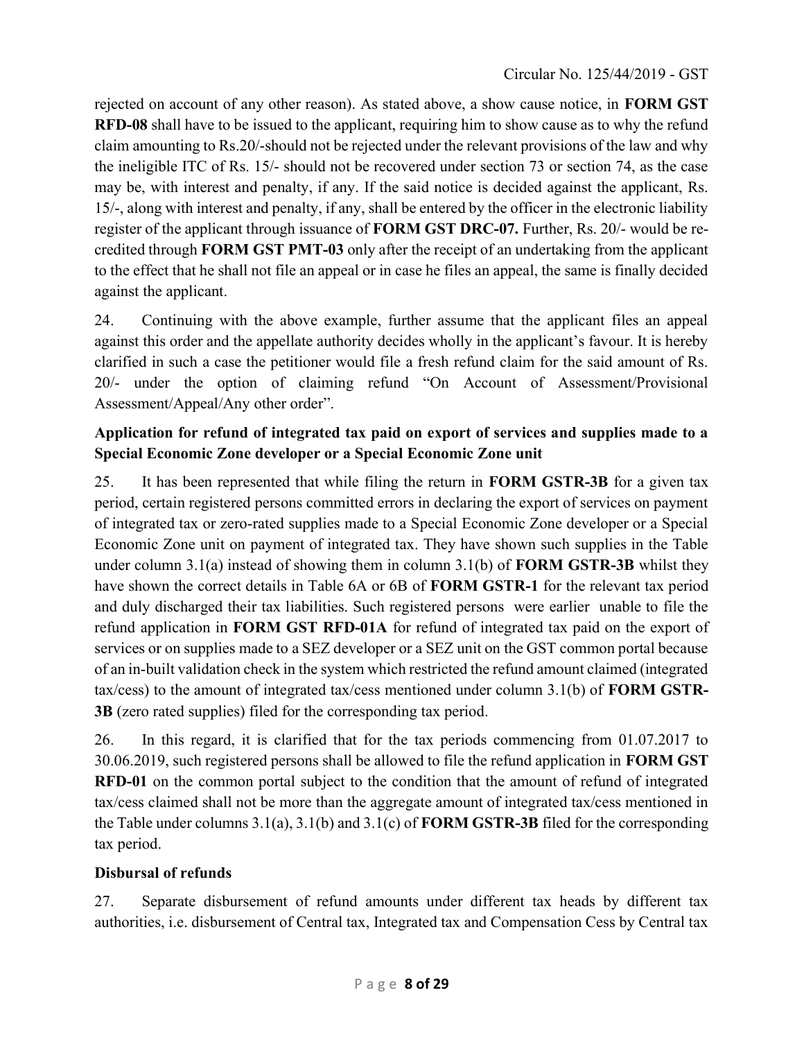rejected on account of any other reason). As stated above, a show cause notice, in **FORM GST RFD-08** shall have to be issued to the applicant, requiring him to show cause as to why the refund claim amounting to Rs.20/-should not be rejected under the relevant provisions of the law and why the ineligible ITC of Rs. 15/- should not be recovered under section 73 or section 74, as the case may be, with interest and penalty, if any. If the said notice is decided against the applicant, Rs. 15/-, along with interest and penalty, if any, shall be entered by the officer in the electronic liability register of the applicant through issuance of **FORM GST DRC-07.** Further, Rs. 20/- would be re-credited through **FORM GST PMT-03** only after the receipt of an undertaking from the applicant to the effect that he shall not file an appeal or in case he files an appeal, the same is finally decided against the applicant.

24. Continuing with the above example, further assume that the applicant files an appeal against this order and the appellate authority decides wholly in the applicant's favour. It is hereby clarified in such a case the petitioner would file a fresh refund claim for the said amount of Rs. 20/- under the option of claiming refund "On Account of Assessment/Provisional Assessment/Appeal/Any other order".

**Application for refund of integrated tax paid on export of services and supplies made to a Special Economic Zone developer or a Special Economic Zone unit**

25. It has been represented that while filing the return in **FORM GSTR-3B** for a given tax period, certain registered persons committed errors in declaring the export of services on payment of integrated tax or zero-rated supplies made to a Special Economic Zone developer or a Special Economic Zone unit on payment of integrated tax. They have shown such supplies in the Table under column 3.1(a) instead of showing them in column 3.1(b) of **FORM GSTR-3B** whilst they have shown the correct details in Table 6A or 6B of **FORM GSTR-1** for the relevant tax period and duly discharged their tax liabilities. Such registered persons were earlier unable to file the refund application in **FORM GST RFD-01A** for refund of integrated tax paid on the export of services or on supplies made to a SEZ developer or a SEZ unit on the GST common portal because of an in-built validation check in the system which restricted the refund amount claimed (integrated tax/cess) to the amount of integrated tax/cess mentioned under column 3.1(b) of **FORM GSTR-3B** (zero rated supplies) filed for the corresponding tax period.

26. In this regard, it is clarified that for the tax periods commencing from 01.07.2017 to 30.06.2019, such registered persons shall be allowed to file the refund application in **FORM GST RFD-01** on the common portal subject to the condition that the amount of refund of integrated tax/cess claimed shall not be more than the aggregate amount of integrated tax/cess mentioned in the Table under columns 3.1(a), 3.1(b) and 3.1(c) of **FORM GSTR-3B** filed for the corresponding tax period.

**Disbursal of refunds**

27. Separate disbursement of refund amounts under different tax heads by different tax authorities, i.e. disbursement of Central tax, Integrated tax and Compensation Cess by Central tax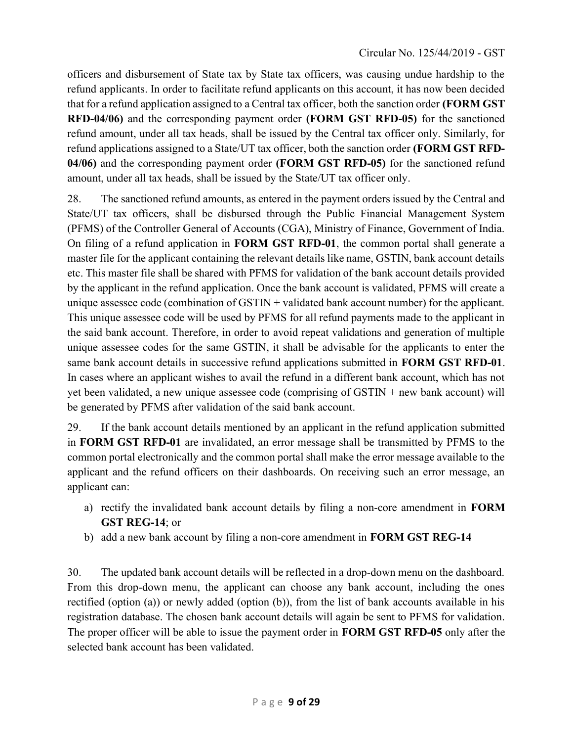officers and disbursement of State tax by State tax officers, was causing undue hardship to the refund applicants. In order to facilitate refund applicants on this account, it has now been decided that for a refund application assigned to a Central tax officer, both the sanction order **(FORM GST RFD-04/06)** and the corresponding payment order **(FORM GST RFD-05)** for the sanctioned refund amount, under all tax heads, shall be issued by the Central tax officer only. Similarly, for refund applications assigned to a State/UT tax officer, both the sanction order **(FORM GST RFD-04/06)** and the corresponding payment order **(FORM GST RFD-05)** for the sanctioned refund amount, under all tax heads, shall be issued by the State/UT tax officer only.

28. The sanctioned refund amounts, as entered in the payment orders issued by the Central and State/UT tax officers, shall be disbursed through the Public Financial Management System (PFMS) of the Controller General of Accounts (CGA), Ministry of Finance, Government of India. On filing of a refund application in **FORM GST RFD-01**, the common portal shall generate a master file for the applicant containing the relevant details like name, GSTIN, bank account details etc. This master file shall be shared with PFMS for validation of the bank account details provided by the applicant in the refund application. Once the bank account is validated, PFMS will create a unique assessee code (combination of GSTIN + validated bank account number) for the applicant. This unique assessee code will be used by PFMS for all refund payments made to the applicant in the said bank account. Therefore, in order to avoid repeat validations and generation of multiple unique assessee codes for the same GSTIN, it shall be advisable for the applicants to enter the same bank account details in successive refund applications submitted in **FORM GST RFD-01**. In cases where an applicant wishes to avail the refund in a different bank account, which has not yet been validated, a new unique assessee code (comprising of GSTIN + new bank account) will be generated by PFMS after validation of the said bank account.

29. If the bank account details mentioned by an applicant in the refund application submitted in **FORM GST RFD-01** are invalidated, an error message shall be transmitted by PFMS to the common portal electronically and the common portal shall make the error message available to the applicant and the refund officers on their dashboards. On receiving such an error message, an applicant can:

a) rectify the invalidated bank account details by filing a non-core amendment in **FORM GST REG-14**; or
b) add a new bank account by filing a non-core amendment in **FORM GST REG-14**

30. The updated bank account details will be reflected in a drop-down menu on the dashboard. From this drop-down menu, the applicant can choose any bank account, including the ones rectified (option (a)) or newly added (option (b)), from the list of bank accounts available in his registration database. The chosen bank account details will again be sent to PFMS for validation. The proper officer will be able to issue the payment order in **FORM GST RFD-05** only after the selected bank account has been validated.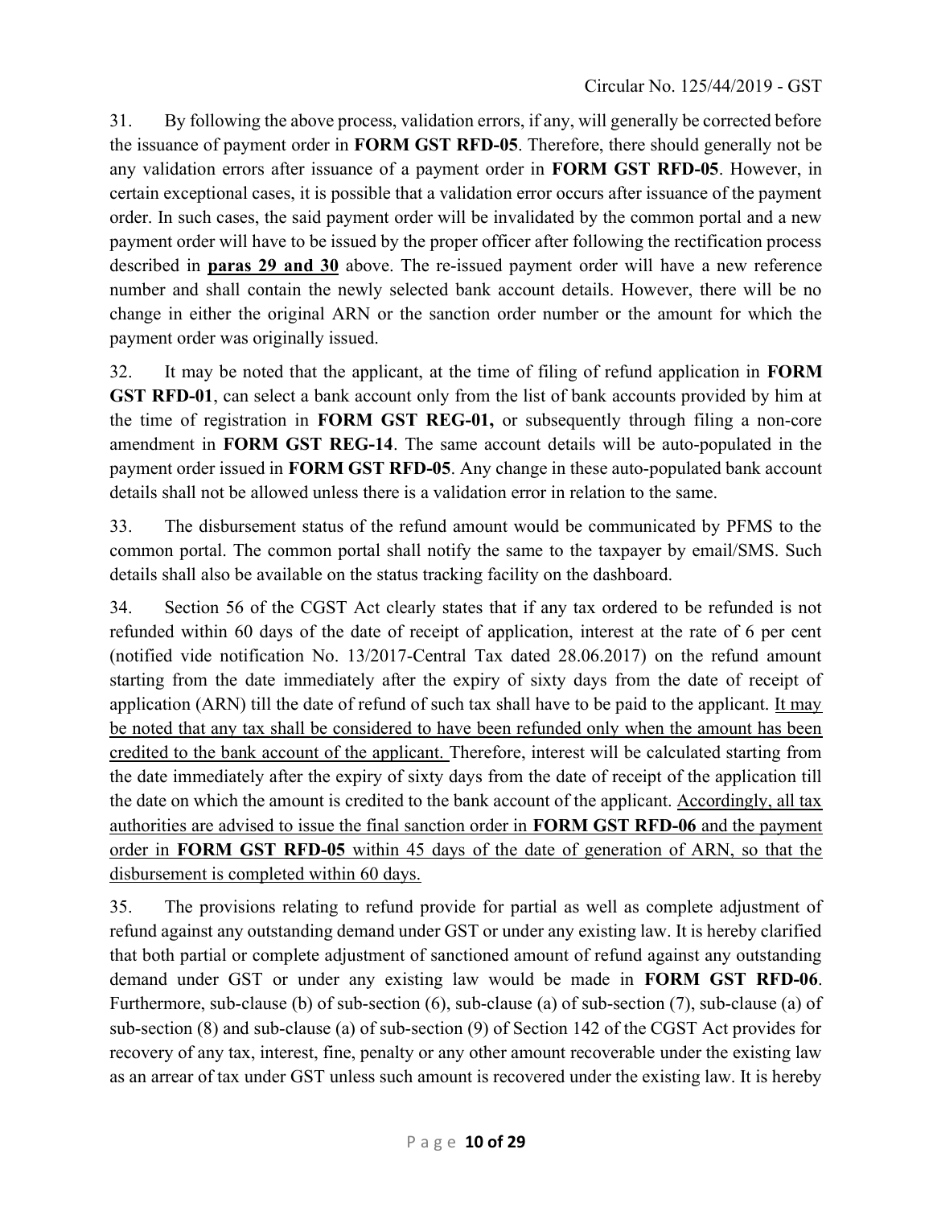31. By following the above process, validation errors, if any, will generally be corrected before the issuance of payment order in **FORM GST RFD-05**. Therefore, there should generally not be any validation errors after issuance of a payment order in **FORM GST RFD-05**. However, in certain exceptional cases, it is possible that a validation error occurs after issuance of the payment order. In such cases, the said payment order will be invalidated by the common portal and a new payment order will have to be issued by the proper officer after following the rectification process described in **paras 29 and 30** above. The re-issued payment order will have a new reference number and shall contain the newly selected bank account details. However, there will be no change in either the original ARN or the sanction order number or the amount for which the payment order was originally issued.

32. It may be noted that the applicant, at the time of filing of refund application in **FORM GST RFD-01**, can select a bank account only from the list of bank accounts provided by him at the time of registration in **FORM GST REG-01,** or subsequently through filing a non-core amendment in **FORM GST REG-14**. The same account details will be auto-populated in the payment order issued in **FORM GST RFD-05**. Any change in these auto-populated bank account details shall not be allowed unless there is a validation error in relation to the same.

33. The disbursement status of the refund amount would be communicated by PFMS to the common portal. The common portal shall notify the same to the taxpayer by email/SMS. Such details shall also be available on the status tracking facility on the dashboard.

34. Section 56 of the CGST Act clearly states that if any tax ordered to be refunded is not refunded within 60 days of the date of receipt of application, interest at the rate of 6 per cent (notified vide notification No. 13/2017-Central Tax dated 28.06.2017) on the refund amount starting from the date immediately after the expiry of sixty days from the date of receipt of application (ARN) till the date of refund of such tax shall have to be paid to the applicant. It may be noted that any tax shall be considered to have been refunded only when the amount has been credited to the bank account of the applicant. Therefore, interest will be calculated starting from the date immediately after the expiry of sixty days from the date of receipt of the application till the date on which the amount is credited to the bank account of the applicant. Accordingly, all tax authorities are advised to issue the final sanction order in **FORM GST RFD-06** and the payment order in **FORM GST RFD-05** within 45 days of the date of generation of ARN, so that the disbursement is completed within 60 days.

35. The provisions relating to refund provide for partial as well as complete adjustment of refund against any outstanding demand under GST or under any existing law. It is hereby clarified that both partial or complete adjustment of sanctioned amount of refund against any outstanding demand under GST or under any existing law would be made in **FORM GST RFD-06**. Furthermore, sub-clause (b) of sub-section (6), sub-clause (a) of sub-section (7), sub-clause (a) of sub-section (8) and sub-clause (a) of sub-section (9) of Section 142 of the CGST Act provides for recovery of any tax, interest, fine, penalty or any other amount recoverable under the existing law as an arrear of tax under GST unless such amount is recovered under the existing law. It is hereby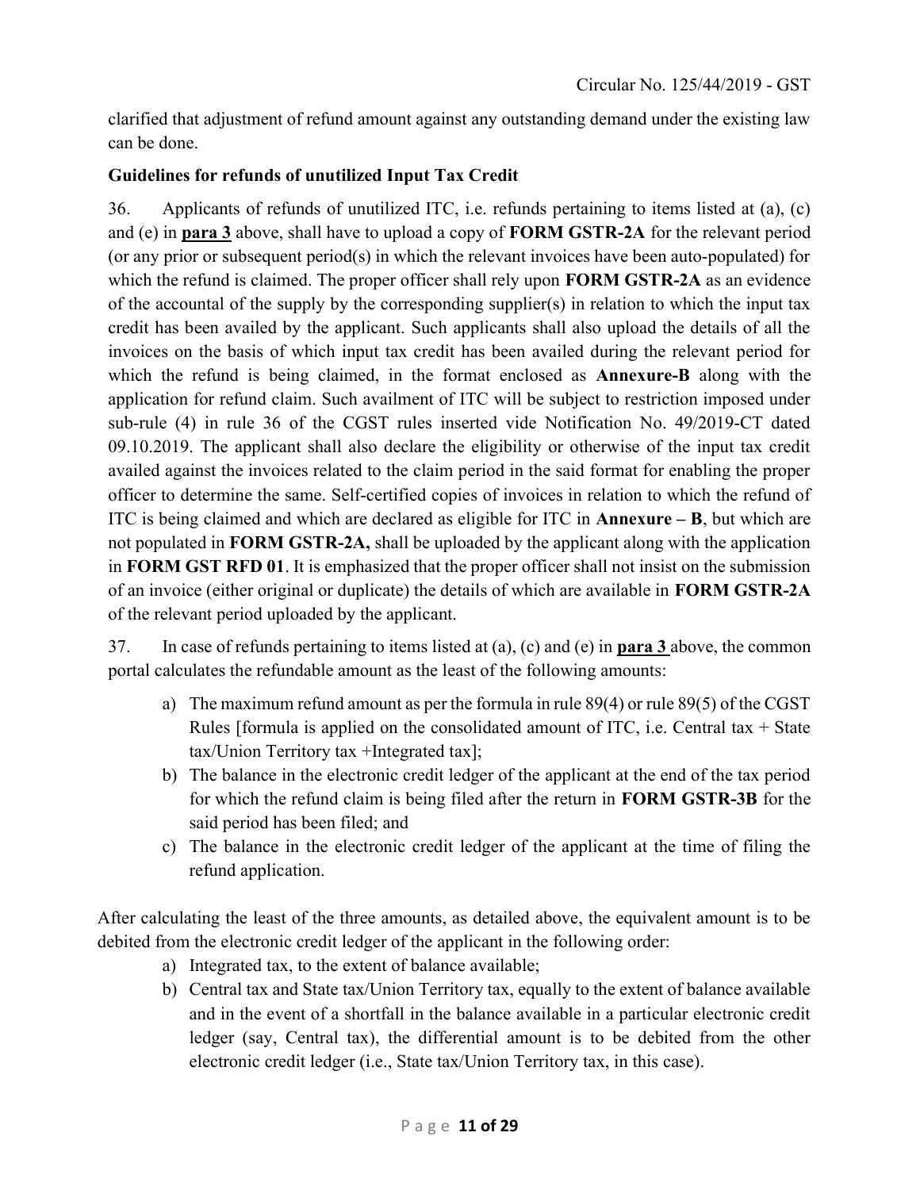clarified that adjustment of refund amount against any outstanding demand under the existing law can be done.

**Guidelines for refunds of unutilized Input Tax Credit**

36. Applicants of refunds of unutilized ITC, i.e. refunds pertaining to items listed at (a), (c) and (e) in **para 3** above, shall have to upload a copy of **FORM GSTR-2A** for the relevant period (or any prior or subsequent period(s) in which the relevant invoices have been auto-populated) for which the refund is claimed. The proper officer shall rely upon **FORM GSTR-2A** as an evidence of the accountal of the supply by the corresponding supplier(s) in relation to which the input tax credit has been availed by the applicant. Such applicants shall also upload the details of all the invoices on the basis of which input tax credit has been availed during the relevant period for which the refund is being claimed, in the format enclosed as **Annexure-B** along with the application for refund claim. Such availment of ITC will be subject to restriction imposed under sub-rule (4) in rule 36 of the CGST rules inserted vide Notification No. 49/2019-CT dated 09.10.2019. The applicant shall also declare the eligibility or otherwise of the input tax credit availed against the invoices related to the claim period in the said format for enabling the proper officer to determine the same. Self-certified copies of invoices in relation to which the refund of ITC is being claimed and which are declared as eligible for ITC in **Annexure – B**, but which are not populated in **FORM GSTR-2A,** shall be uploaded by the applicant along with the application in **FORM GST RFD 01**. It is emphasized that the proper officer shall not insist on the submission of an invoice (either original or duplicate) the details of which are available in **FORM GSTR-2A** of the relevant period uploaded by the applicant.

37. In case of refunds pertaining to items listed at (a), (c) and (e) in **para 3** above, the common portal calculates the refundable amount as the least of the following amounts:

a) The maximum refund amount as per the formula in rule 89(4) or rule 89(5) of the CGST Rules [formula is applied on the consolidated amount of ITC, i.e. Central tax + State tax/Union Territory tax +Integrated tax];
b) The balance in the electronic credit ledger of the applicant at the end of the tax period for which the refund claim is being filed after the return in **FORM GSTR-3B** for the said period has been filed; and
c) The balance in the electronic credit ledger of the applicant at the time of filing the refund application.

After calculating the least of the three amounts, as detailed above, the equivalent amount is to be debited from the electronic credit ledger of the applicant in the following order:

a) Integrated tax, to the extent of balance available;
b) Central tax and State tax/Union Territory tax, equally to the extent of balance available and in the event of a shortfall in the balance available in a particular electronic credit ledger (say, Central tax), the differential amount is to be debited from the other electronic credit ledger (i.e., State tax/Union Territory tax, in this case).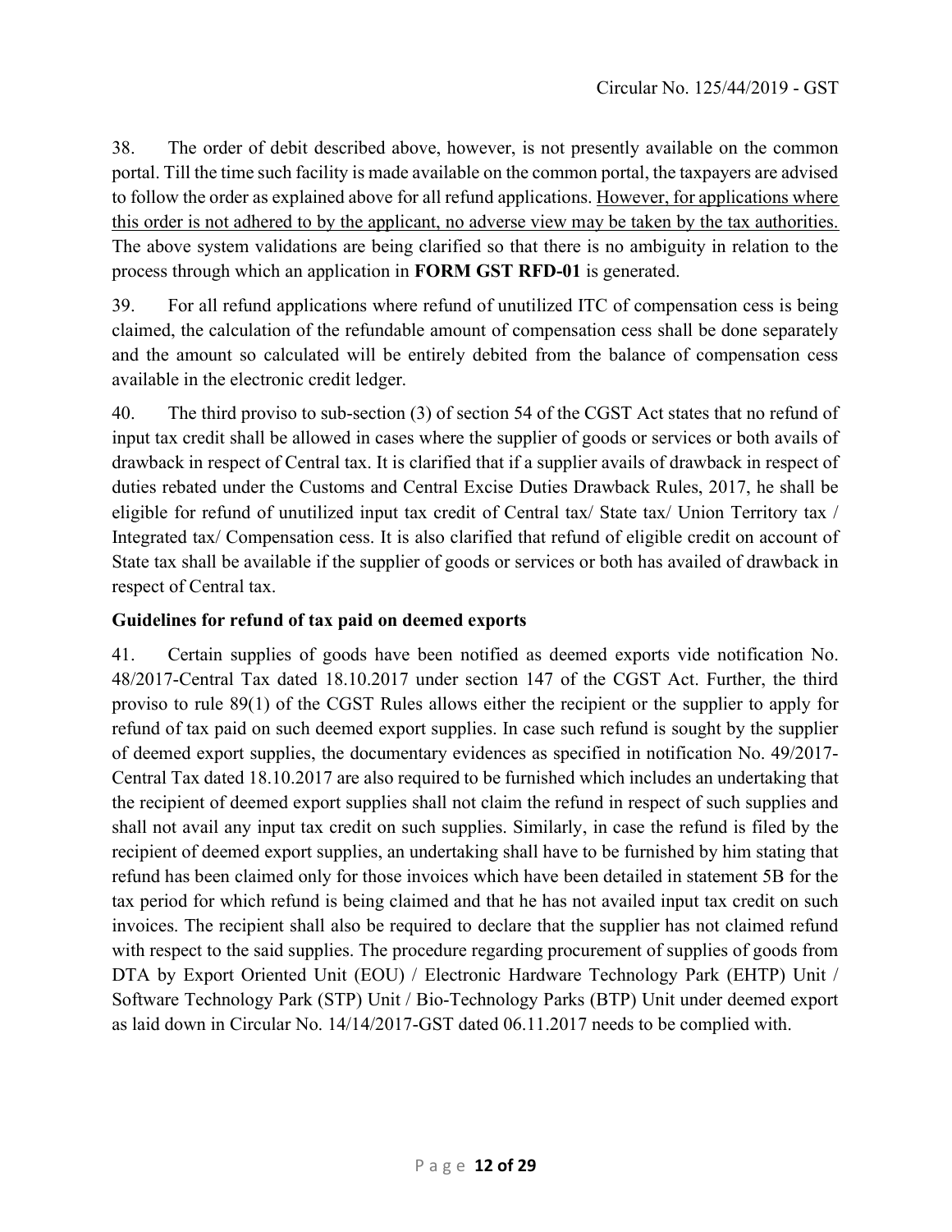38. The order of debit described above, however, is not presently available on the common portal. Till the time such facility is made available on the common portal, the taxpayers are advised to follow the order as explained above for all refund applications. <u>However, for applications where this order is not adhered to by the applicant, no adverse view may be taken by the tax authorities.</u> The above system validations are being clarified so that there is no ambiguity in relation to the process through which an application in **FORM GST RFD-01** is generated.

39. For all refund applications where refund of unutilized ITC of compensation cess is being claimed, the calculation of the refundable amount of compensation cess shall be done separately and the amount so calculated will be entirely debited from the balance of compensation cess available in the electronic credit ledger.

40. The third proviso to sub-section (3) of section 54 of the CGST Act states that no refund of input tax credit shall be allowed in cases where the supplier of goods or services or both avails of drawback in respect of Central tax. It is clarified that if a supplier avails of drawback in respect of duties rebated under the Customs and Central Excise Duties Drawback Rules, 2017, he shall be eligible for refund of unutilized input tax credit of Central tax/ State tax/ Union Territory tax / Integrated tax/ Compensation cess. It is also clarified that refund of eligible credit on account of State tax shall be available if the supplier of goods or services or both has availed of drawback in respect of Central tax.

**Guidelines for refund of tax paid on deemed exports**

41. Certain supplies of goods have been notified as deemed exports vide notification No. 48/2017-Central Tax dated 18.10.2017 under section 147 of the CGST Act. Further, the third proviso to rule 89(1) of the CGST Rules allows either the recipient or the supplier to apply for refund of tax paid on such deemed export supplies. In case such refund is sought by the supplier of deemed export supplies, the documentary evidences as specified in notification No. 49/2017-Central Tax dated 18.10.2017 are also required to be furnished which includes an undertaking that the recipient of deemed export supplies shall not claim the refund in respect of such supplies and shall not avail any input tax credit on such supplies. Similarly, in case the refund is filed by the recipient of deemed export supplies, an undertaking shall have to be furnished by him stating that refund has been claimed only for those invoices which have been detailed in statement 5B for the tax period for which refund is being claimed and that he has not availed input tax credit on such invoices. The recipient shall also be required to declare that the supplier has not claimed refund with respect to the said supplies. The procedure regarding procurement of supplies of goods from DTA by Export Oriented Unit (EOU) / Electronic Hardware Technology Park (EHTP) Unit / Software Technology Park (STP) Unit / Bio-Technology Parks (BTP) Unit under deemed export as laid down in Circular No. 14/14/2017-GST dated 06.11.2017 needs to be complied with.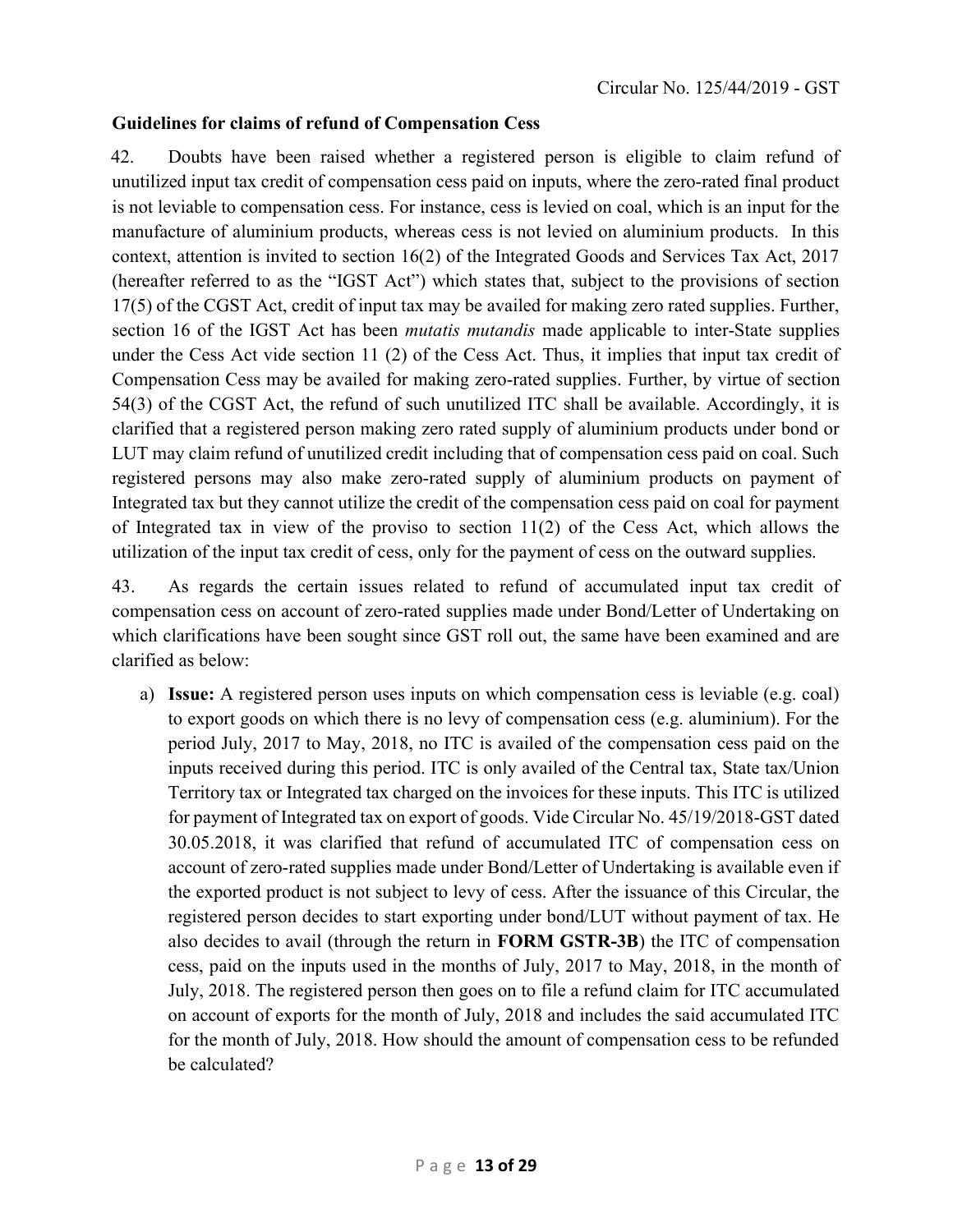**Guidelines for claims of refund of Compensation Cess**

42. Doubts have been raised whether a registered person is eligible to claim refund of unutilized input tax credit of compensation cess paid on inputs, where the zero-rated final product is not leviable to compensation cess. For instance, cess is levied on coal, which is an input for the manufacture of aluminium products, whereas cess is not levied on aluminium products. In this context, attention is invited to section 16(2) of the Integrated Goods and Services Tax Act, 2017 (hereafter referred to as the "IGST Act") which states that, subject to the provisions of section 17(5) of the CGST Act, credit of input tax may be availed for making zero rated supplies. Further, section 16 of the IGST Act has been *mutatis mutandis* made applicable to inter-State supplies under the Cess Act vide section 11 (2) of the Cess Act. Thus, it implies that input tax credit of Compensation Cess may be availed for making zero-rated supplies. Further, by virtue of section 54(3) of the CGST Act, the refund of such unutilized ITC shall be available. Accordingly, it is clarified that a registered person making zero rated supply of aluminium products under bond or LUT may claim refund of unutilized credit including that of compensation cess paid on coal. Such registered persons may also make zero-rated supply of aluminium products on payment of Integrated tax but they cannot utilize the credit of the compensation cess paid on coal for payment of Integrated tax in view of the proviso to section 11(2) of the Cess Act, which allows the utilization of the input tax credit of cess, only for the payment of cess on the outward supplies.

43. As regards the certain issues related to refund of accumulated input tax credit of compensation cess on account of zero-rated supplies made under Bond/Letter of Undertaking on which clarifications have been sought since GST roll out, the same have been examined and are clarified as below:

a) **Issue:** A registered person uses inputs on which compensation cess is leviable (e.g. coal) to export goods on which there is no levy of compensation cess (e.g. aluminium). For the period July, 2017 to May, 2018, no ITC is availed of the compensation cess paid on the inputs received during this period. ITC is only availed of the Central tax, State tax/Union Territory tax or Integrated tax charged on the invoices for these inputs. This ITC is utilized for payment of Integrated tax on export of goods. Vide Circular No. 45/19/2018-GST dated 30.05.2018, it was clarified that refund of accumulated ITC of compensation cess on account of zero-rated supplies made under Bond/Letter of Undertaking is available even if the exported product is not subject to levy of cess. After the issuance of this Circular, the registered person decides to start exporting under bond/LUT without payment of tax. He also decides to avail (through the return in **FORM GSTR-3B**) the ITC of compensation cess, paid on the inputs used in the months of July, 2017 to May, 2018, in the month of July, 2018. The registered person then goes on to file a refund claim for ITC accumulated on account of exports for the month of July, 2018 and includes the said accumulated ITC for the month of July, 2018. How should the amount of compensation cess to be refunded be calculated?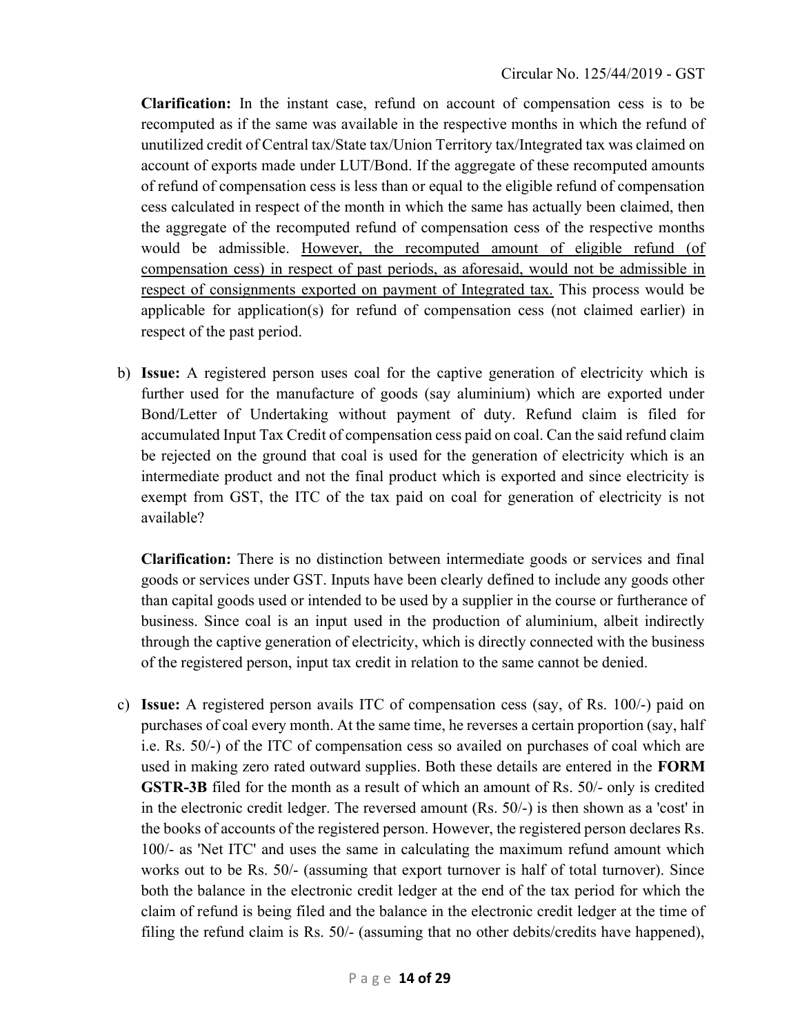**Clarification:** In the instant case, refund on account of compensation cess is to be recomputed as if the same was available in the respective months in which the refund of unutilized credit of Central tax/State tax/Union Territory tax/Integrated tax was claimed on account of exports made under LUT/Bond. If the aggregate of these recomputed amounts of refund of compensation cess is less than or equal to the eligible refund of compensation cess calculated in respect of the month in which the same has actually been claimed, then the aggregate of the recomputed refund of compensation cess of the respective months would be admissible. <u>However, the recomputed amount of eligible refund (of compensation cess) in respect of past periods, as aforesaid, would not be admissible in respect of consignments exported on payment of Integrated tax.</u> This process would be applicable for application(s) for refund of compensation cess (not claimed earlier) in respect of the past period.

b) **Issue:** A registered person uses coal for the captive generation of electricity which is further used for the manufacture of goods (say aluminium) which are exported under Bond/Letter of Undertaking without payment of duty. Refund claim is filed for accumulated Input Tax Credit of compensation cess paid on coal. Can the said refund claim be rejected on the ground that coal is used for the generation of electricity which is an intermediate product and not the final product which is exported and since electricity is exempt from GST, the ITC of the tax paid on coal for generation of electricity is not available?

   **Clarification:** There is no distinction between intermediate goods or services and final goods or services under GST. Inputs have been clearly defined to include any goods other than capital goods used or intended to be used by a supplier in the course or furtherance of business. Since coal is an input used in the production of aluminium, albeit indirectly through the captive generation of electricity, which is directly connected with the business of the registered person, input tax credit in relation to the same cannot be denied.

c) **Issue:** A registered person avails ITC of compensation cess (say, of Rs. 100/-) paid on purchases of coal every month. At the same time, he reverses a certain proportion (say, half i.e. Rs. 50/-) of the ITC of compensation cess so availed on purchases of coal which are used in making zero rated outward supplies. Both these details are entered in the **FORM GSTR-3B** filed for the month as a result of which an amount of Rs. 50/- only is credited in the electronic credit ledger. The reversed amount (Rs. 50/-) is then shown as a 'cost' in the books of accounts of the registered person. However, the registered person declares Rs. 100/- as 'Net ITC' and uses the same in calculating the maximum refund amount which works out to be Rs. 50/- (assuming that export turnover is half of total turnover). Since both the balance in the electronic credit ledger at the end of the tax period for which the claim of refund is being filed and the balance in the electronic credit ledger at the time of filing the refund claim is Rs. 50/- (assuming that no other debits/credits have happened),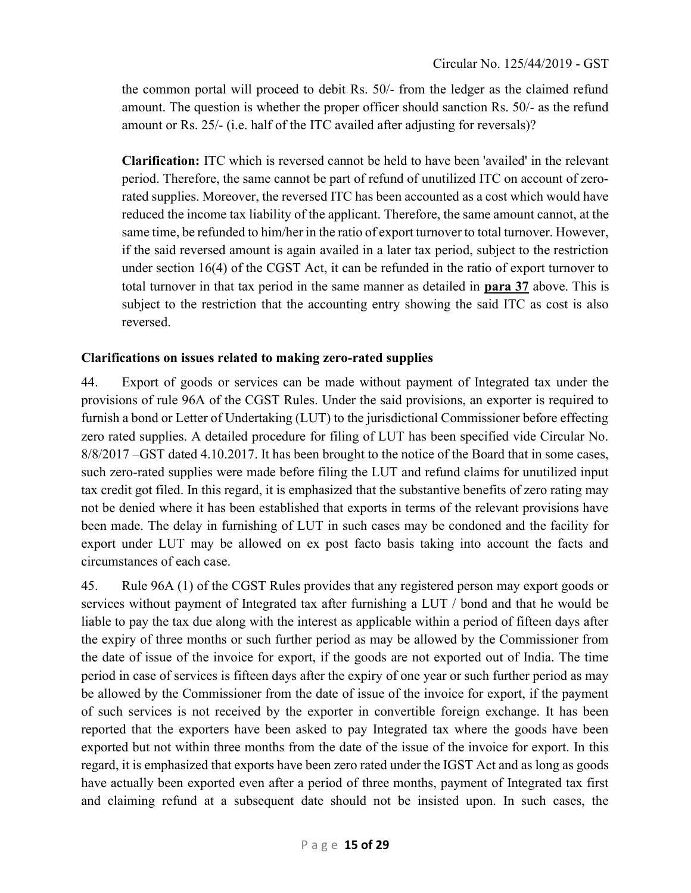the common portal will proceed to debit Rs. 50/- from the ledger as the claimed refund amount. The question is whether the proper officer should sanction Rs. 50/- as the refund amount or Rs. 25/- (i.e. half of the ITC availed after adjusting for reversals)?

**Clarification:** ITC which is reversed cannot be held to have been 'availed' in the relevant period. Therefore, the same cannot be part of refund of unutilized ITC on account of zero-rated supplies. Moreover, the reversed ITC has been accounted as a cost which would have reduced the income tax liability of the applicant. Therefore, the same amount cannot, at the same time, be refunded to him/her in the ratio of export turnover to total turnover. However, if the said reversed amount is again availed in a later tax period, subject to the restriction under section 16(4) of the CGST Act, it can be refunded in the ratio of export turnover to total turnover in that tax period in the same manner as detailed in **para 37** above. This is subject to the restriction that the accounting entry showing the said ITC as cost is also reversed.

**Clarifications on issues related to making zero-rated supplies**

44. Export of goods or services can be made without payment of Integrated tax under the provisions of rule 96A of the CGST Rules. Under the said provisions, an exporter is required to furnish a bond or Letter of Undertaking (LUT) to the jurisdictional Commissioner before effecting zero rated supplies. A detailed procedure for filing of LUT has been specified vide Circular No. 8/8/2017 –GST dated 4.10.2017. It has been brought to the notice of the Board that in some cases, such zero-rated supplies were made before filing the LUT and refund claims for unutilized input tax credit got filed. In this regard, it is emphasized that the substantive benefits of zero rating may not be denied where it has been established that exports in terms of the relevant provisions have been made. The delay in furnishing of LUT in such cases may be condoned and the facility for export under LUT may be allowed on ex post facto basis taking into account the facts and circumstances of each case.

45. Rule 96A (1) of the CGST Rules provides that any registered person may export goods or services without payment of Integrated tax after furnishing a LUT / bond and that he would be liable to pay the tax due along with the interest as applicable within a period of fifteen days after the expiry of three months or such further period as may be allowed by the Commissioner from the date of issue of the invoice for export, if the goods are not exported out of India. The time period in case of services is fifteen days after the expiry of one year or such further period as may be allowed by the Commissioner from the date of issue of the invoice for export, if the payment of such services is not received by the exporter in convertible foreign exchange. It has been reported that the exporters have been asked to pay Integrated tax where the goods have been exported but not within three months from the date of the issue of the invoice for export. In this regard, it is emphasized that exports have been zero rated under the IGST Act and as long as goods have actually been exported even after a period of three months, payment of Integrated tax first and claiming refund at a subsequent date should not be insisted upon. In such cases, the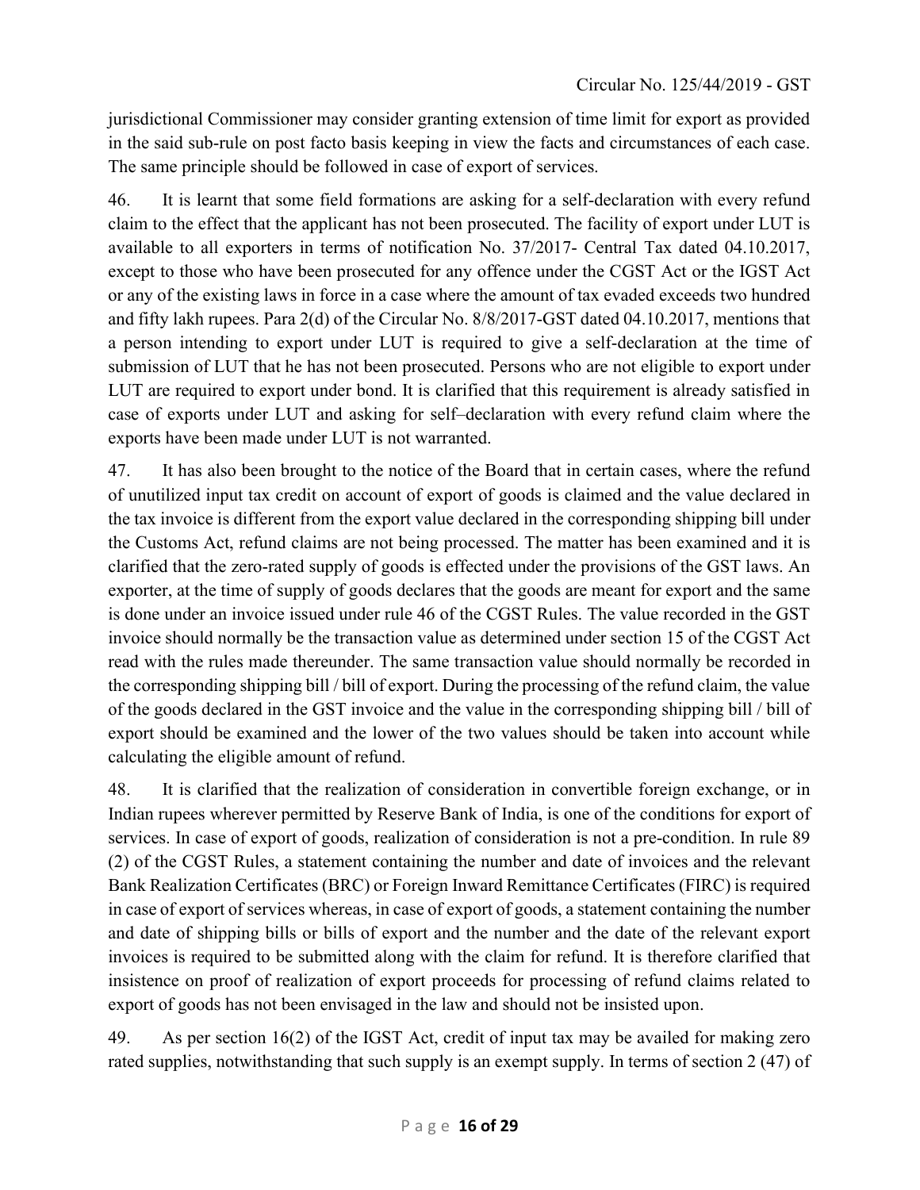jurisdictional Commissioner may consider granting extension of time limit for export as provided in the said sub-rule on post facto basis keeping in view the facts and circumstances of each case. The same principle should be followed in case of export of services.

46. It is learnt that some field formations are asking for a self-declaration with every refund claim to the effect that the applicant has not been prosecuted. The facility of export under LUT is available to all exporters in terms of notification No. 37/2017- Central Tax dated 04.10.2017, except to those who have been prosecuted for any offence under the CGST Act or the IGST Act or any of the existing laws in force in a case where the amount of tax evaded exceeds two hundred and fifty lakh rupees. Para 2(d) of the Circular No. 8/8/2017-GST dated 04.10.2017, mentions that a person intending to export under LUT is required to give a self-declaration at the time of submission of LUT that he has not been prosecuted. Persons who are not eligible to export under LUT are required to export under bond. It is clarified that this requirement is already satisfied in case of exports under LUT and asking for self–declaration with every refund claim where the exports have been made under LUT is not warranted.

47. It has also been brought to the notice of the Board that in certain cases, where the refund of unutilized input tax credit on account of export of goods is claimed and the value declared in the tax invoice is different from the export value declared in the corresponding shipping bill under the Customs Act, refund claims are not being processed. The matter has been examined and it is clarified that the zero-rated supply of goods is effected under the provisions of the GST laws. An exporter, at the time of supply of goods declares that the goods are meant for export and the same is done under an invoice issued under rule 46 of the CGST Rules. The value recorded in the GST invoice should normally be the transaction value as determined under section 15 of the CGST Act read with the rules made thereunder. The same transaction value should normally be recorded in the corresponding shipping bill / bill of export. During the processing of the refund claim, the value of the goods declared in the GST invoice and the value in the corresponding shipping bill / bill of export should be examined and the lower of the two values should be taken into account while calculating the eligible amount of refund.

48. It is clarified that the realization of consideration in convertible foreign exchange, or in Indian rupees wherever permitted by Reserve Bank of India, is one of the conditions for export of services. In case of export of goods, realization of consideration is not a pre-condition. In rule 89 (2) of the CGST Rules, a statement containing the number and date of invoices and the relevant Bank Realization Certificates (BRC) or Foreign Inward Remittance Certificates (FIRC) is required in case of export of services whereas, in case of export of goods, a statement containing the number and date of shipping bills or bills of export and the number and the date of the relevant export invoices is required to be submitted along with the claim for refund. It is therefore clarified that insistence on proof of realization of export proceeds for processing of refund claims related to export of goods has not been envisaged in the law and should not be insisted upon.

49. As per section 16(2) of the IGST Act, credit of input tax may be availed for making zero rated supplies, notwithstanding that such supply is an exempt supply. In terms of section 2 (47) of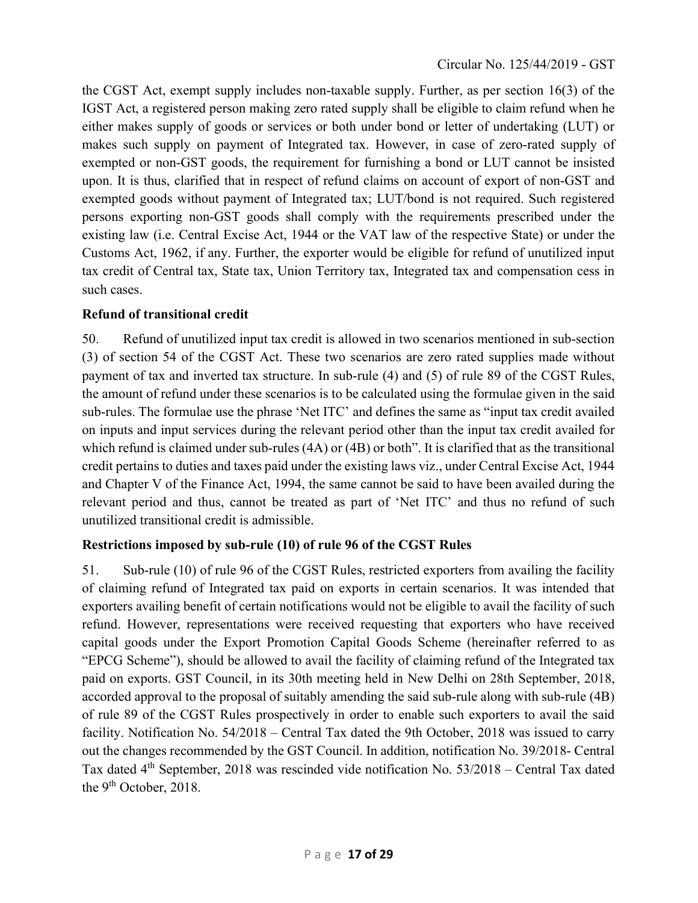the CGST Act, exempt supply includes non-taxable supply. Further, as per section 16(3) of the IGST Act, a registered person making zero rated supply shall be eligible to claim refund when he either makes supply of goods or services or both under bond or letter of undertaking (LUT) or makes such supply on payment of Integrated tax. However, in case of zero-rated supply of exempted or non-GST goods, the requirement for furnishing a bond or LUT cannot be insisted upon. It is thus, clarified that in respect of refund claims on account of export of non-GST and exempted goods without payment of Integrated tax; LUT/bond is not required. Such registered persons exporting non-GST goods shall comply with the requirements prescribed under the existing law (i.e. Central Excise Act, 1944 or the VAT law of the respective State) or under the Customs Act, 1962, if any. Further, the exporter would be eligible for refund of unutilized input tax credit of Central tax, State tax, Union Territory tax, Integrated tax and compensation cess in such cases.

**Refund of transitional credit**

50. Refund of unutilized input tax credit is allowed in two scenarios mentioned in sub-section (3) of section 54 of the CGST Act. These two scenarios are zero rated supplies made without payment of tax and inverted tax structure. In sub-rule (4) and (5) of rule 89 of the CGST Rules, the amount of refund under these scenarios is to be calculated using the formulae given in the said sub-rules. The formulae use the phrase 'Net ITC' and defines the same as "input tax credit availed on inputs and input services during the relevant period other than the input tax credit availed for which refund is claimed under sub-rules (4A) or (4B) or both". It is clarified that as the transitional credit pertains to duties and taxes paid under the existing laws viz., under Central Excise Act, 1944 and Chapter V of the Finance Act, 1994, the same cannot be said to have been availed during the relevant period and thus, cannot be treated as part of 'Net ITC' and thus no refund of such unutilized transitional credit is admissible.

**Restrictions imposed by sub-rule (10) of rule 96 of the CGST Rules**

51. Sub-rule (10) of rule 96 of the CGST Rules, restricted exporters from availing the facility of claiming refund of Integrated tax paid on exports in certain scenarios. It was intended that exporters availing benefit of certain notifications would not be eligible to avail the facility of such refund. However, representations were received requesting that exporters who have received capital goods under the Export Promotion Capital Goods Scheme (hereinafter referred to as "EPCG Scheme"), should be allowed to avail the facility of claiming refund of the Integrated tax paid on exports. GST Council, in its 30th meeting held in New Delhi on 28th September, 2018, accorded approval to the proposal of suitably amending the said sub-rule along with sub-rule (4B) of rule 89 of the CGST Rules prospectively in order to enable such exporters to avail the said facility. Notification No. 54/2018 – Central Tax dated the 9th October, 2018 was issued to carry out the changes recommended by the GST Council. In addition, notification No. 39/2018- Central Tax dated 4th September, 2018 was rescinded vide notification No. 53/2018 – Central Tax dated the 9th October, 2018.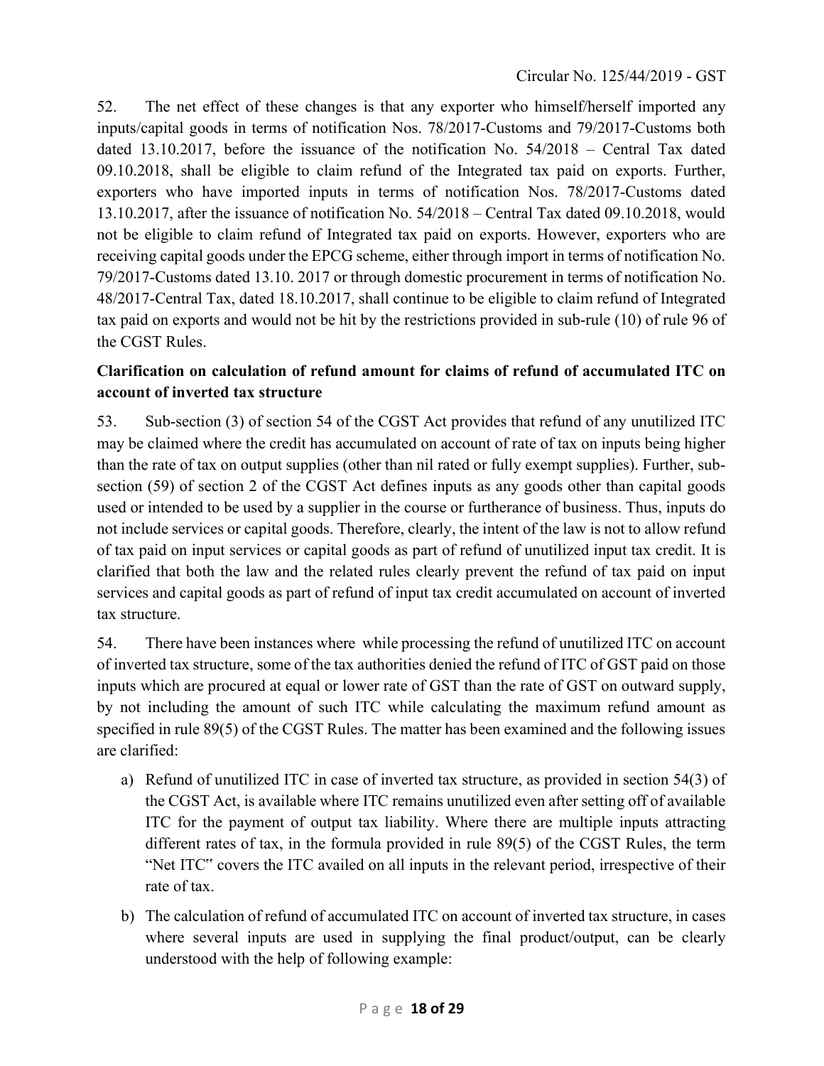52. The net effect of these changes is that any exporter who himself/herself imported any inputs/capital goods in terms of notification Nos. 78/2017-Customs and 79/2017-Customs both dated 13.10.2017, before the issuance of the notification No. 54/2018 – Central Tax dated 09.10.2018, shall be eligible to claim refund of the Integrated tax paid on exports. Further, exporters who have imported inputs in terms of notification Nos. 78/2017-Customs dated 13.10.2017, after the issuance of notification No. 54/2018 – Central Tax dated 09.10.2018, would not be eligible to claim refund of Integrated tax paid on exports. However, exporters who are receiving capital goods under the EPCG scheme, either through import in terms of notification No. 79/2017-Customs dated 13.10. 2017 or through domestic procurement in terms of notification No. 48/2017-Central Tax, dated 18.10.2017, shall continue to be eligible to claim refund of Integrated tax paid on exports and would not be hit by the restrictions provided in sub-rule (10) of rule 96 of the CGST Rules.

**Clarification on calculation of refund amount for claims of refund of accumulated ITC on account of inverted tax structure**

53. Sub-section (3) of section 54 of the CGST Act provides that refund of any unutilized ITC may be claimed where the credit has accumulated on account of rate of tax on inputs being higher than the rate of tax on output supplies (other than nil rated or fully exempt supplies). Further, sub-section (59) of section 2 of the CGST Act defines inputs as any goods other than capital goods used or intended to be used by a supplier in the course or furtherance of business. Thus, inputs do not include services or capital goods. Therefore, clearly, the intent of the law is not to allow refund of tax paid on input services or capital goods as part of refund of unutilized input tax credit. It is clarified that both the law and the related rules clearly prevent the refund of tax paid on input services and capital goods as part of refund of input tax credit accumulated on account of inverted tax structure.

54. There have been instances where while processing the refund of unutilized ITC on account of inverted tax structure, some of the tax authorities denied the refund of ITC of GST paid on those inputs which are procured at equal or lower rate of GST than the rate of GST on outward supply, by not including the amount of such ITC while calculating the maximum refund amount as specified in rule 89(5) of the CGST Rules. The matter has been examined and the following issues are clarified:

a) Refund of unutilized ITC in case of inverted tax structure, as provided in section 54(3) of the CGST Act, is available where ITC remains unutilized even after setting off of available ITC for the payment of output tax liability. Where there are multiple inputs attracting different rates of tax, in the formula provided in rule 89(5) of the CGST Rules, the term "Net ITC" covers the ITC availed on all inputs in the relevant period, irrespective of their rate of tax.

b) The calculation of refund of accumulated ITC on account of inverted tax structure, in cases where several inputs are used in supplying the final product/output, can be clearly understood with the help of following example: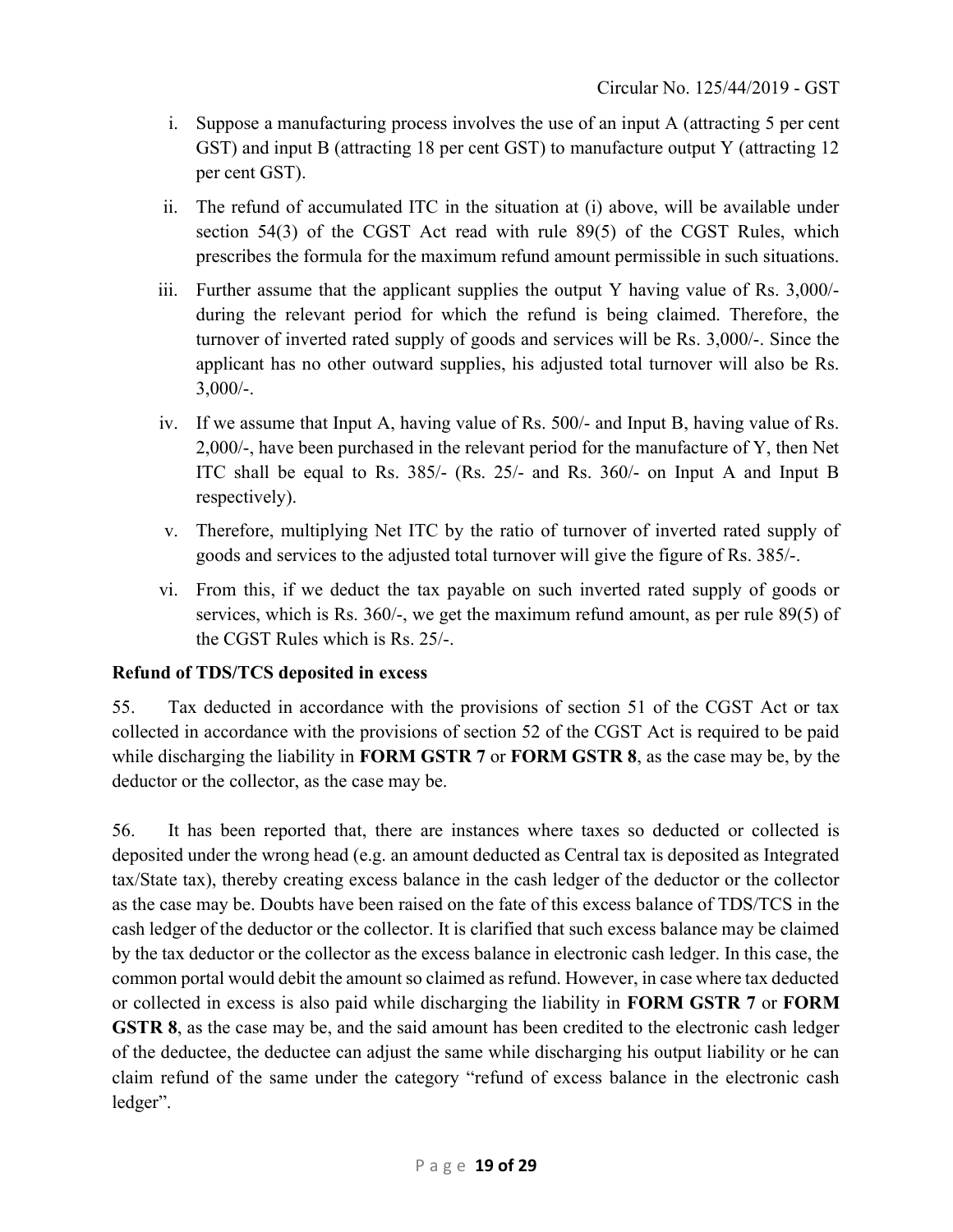i. Suppose a manufacturing process involves the use of an input A (attracting 5 per cent GST) and input B (attracting 18 per cent GST) to manufacture output Y (attracting 12 per cent GST).

ii. The refund of accumulated ITC in the situation at (i) above, will be available under section 54(3) of the CGST Act read with rule 89(5) of the CGST Rules, which prescribes the formula for the maximum refund amount permissible in such situations.

iii. Further assume that the applicant supplies the output Y having value of Rs. 3,000/- during the relevant period for which the refund is being claimed. Therefore, the turnover of inverted rated supply of goods and services will be Rs. 3,000/-. Since the applicant has no other outward supplies, his adjusted total turnover will also be Rs. 3,000/-.

iv. If we assume that Input A, having value of Rs. 500/- and Input B, having value of Rs. 2,000/-, have been purchased in the relevant period for the manufacture of Y, then Net ITC shall be equal to Rs. 385/- (Rs. 25/- and Rs. 360/- on Input A and Input B respectively).

v. Therefore, multiplying Net ITC by the ratio of turnover of inverted rated supply of goods and services to the adjusted total turnover will give the figure of Rs. 385/-.

vi. From this, if we deduct the tax payable on such inverted rated supply of goods or services, which is Rs. 360/-, we get the maximum refund amount, as per rule 89(5) of the CGST Rules which is Rs. 25/-.

**Refund of TDS/TCS deposited in excess**

55. Tax deducted in accordance with the provisions of section 51 of the CGST Act or tax collected in accordance with the provisions of section 52 of the CGST Act is required to be paid while discharging the liability in **FORM GSTR 7** or **FORM GSTR 8**, as the case may be, by the deductor or the collector, as the case may be.

56. It has been reported that, there are instances where taxes so deducted or collected is deposited under the wrong head (e.g. an amount deducted as Central tax is deposited as Integrated tax/State tax), thereby creating excess balance in the cash ledger of the deductor or the collector as the case may be. Doubts have been raised on the fate of this excess balance of TDS/TCS in the cash ledger of the deductor or the collector. It is clarified that such excess balance may be claimed by the tax deductor or the collector as the excess balance in electronic cash ledger. In this case, the common portal would debit the amount so claimed as refund. However, in case where tax deducted or collected in excess is also paid while discharging the liability in **FORM GSTR 7** or **FORM GSTR 8**, as the case may be, and the said amount has been credited to the electronic cash ledger of the deductee, the deductee can adjust the same while discharging his output liability or he can claim refund of the same under the category "refund of excess balance in the electronic cash ledger".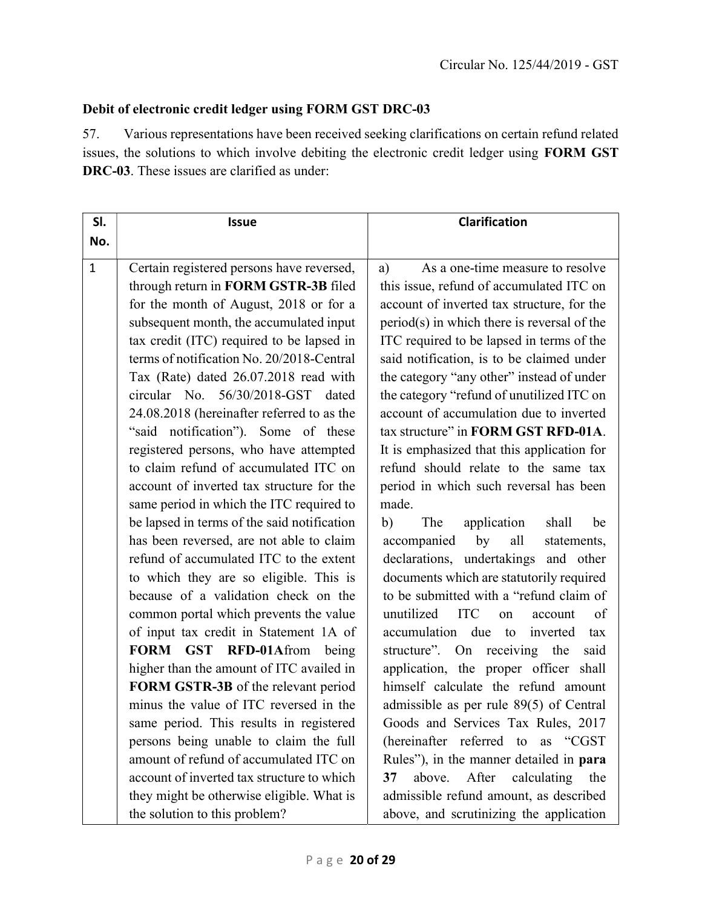**Debit of electronic credit ledger using FORM GST DRC-03**

57. Various representations have been received seeking clarifications on certain refund related issues, the solutions to which involve debiting the electronic credit ledger using **FORM GST DRC-03**. These issues are clarified as under:

| Sl. No. | Issue | Clarification |
|---|---|---|
| 1 | Certain registered persons have reversed, through return in **FORM GSTR-3B** filed for the month of August, 2018 or for a subsequent month, the accumulated input tax credit (ITC) required to be lapsed in terms of notification No. 20/2018-Central Tax (Rate) dated 26.07.2018 read with circular No. 56/30/2018-GST dated 24.08.2018 (hereinafter referred to as the "said notification"). Some of these registered persons, who have attempted to claim refund of accumulated ITC on account of inverted tax structure for the same period in which the ITC required to be lapsed in terms of the said notification has been reversed, are not able to claim refund of accumulated ITC to the extent to which they are so eligible. This is because of a validation check on the common portal which prevents the value of input tax credit in Statement 1A of **FORM GST RFD-01A**from being higher than the amount of ITC availed in **FORM GSTR-3B** of the relevant period minus the value of ITC reversed in the same period. This results in registered persons being unable to claim the full amount of refund of accumulated ITC on account of inverted tax structure to which they might be otherwise eligible. What is the solution to this problem? | a) As a one-time measure to resolve this issue, refund of accumulated ITC on account of inverted tax structure, for the period(s) in which there is reversal of the ITC required to be lapsed in terms of the said notification, is to be claimed under the category "any other" instead of under the category "refund of unutilized ITC on account of accumulation due to inverted tax structure" in **FORM GST RFD-01A**. It is emphasized that this application for refund should relate to the same tax period in which such reversal has been made.<br>b) The application shall be accompanied by all statements, declarations, undertakings and other documents which are statutorily required to be submitted with a "refund claim of unutilized ITC on account of accumulation due to inverted tax structure". On receiving the said application, the proper officer shall himself calculate the refund amount admissible as per rule 89(5) of Central Goods and Services Tax Rules, 2017 (hereinafter referred to as "CGST Rules"), in the manner detailed in **para 37** above. After calculating the admissible refund amount, as described above, and scrutinizing the application |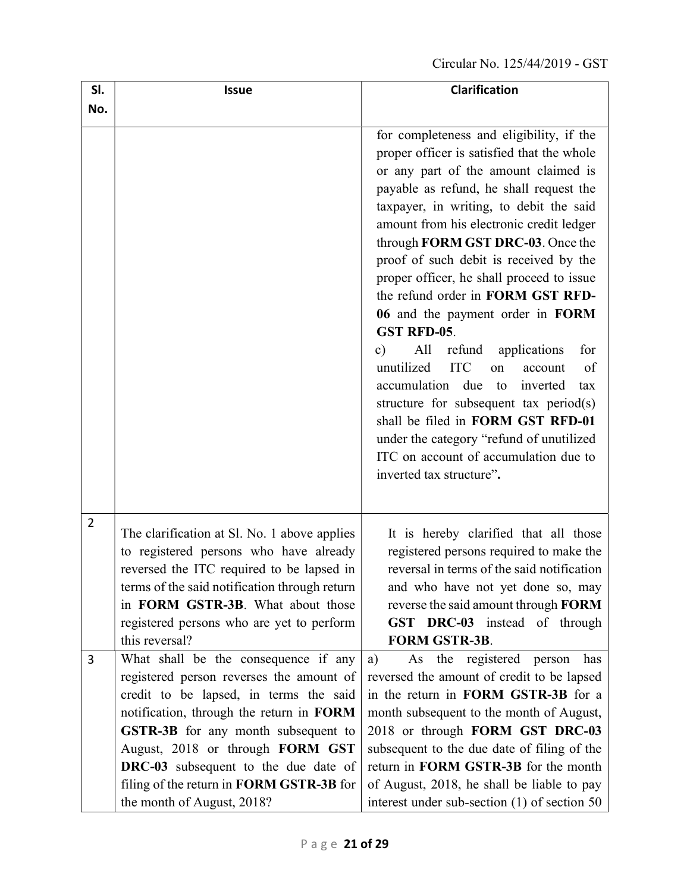| Sl. No. | Issue | Clarification |
|---|---|---|
| | | for completeness and eligibility, if the proper officer is satisfied that the whole or any part of the amount claimed is payable as refund, he shall request the taxpayer, in writing, to debit the said amount from his electronic credit ledger through **FORM GST DRC-03**. Once the proof of such debit is received by the proper officer, he shall proceed to issue the refund order in **FORM GST RFD-06** and the payment order in **FORM GST RFD-05**.<br>c) All refund applications for unutilized ITC on account of accumulation due to inverted tax structure for subsequent tax period(s) shall be filed in **FORM GST RFD-01** under the category "refund of unutilized ITC on account of accumulation due to inverted tax structure"**.** |
| 2 | The clarification at Sl. No. 1 above applies to registered persons who have already reversed the ITC required to be lapsed in terms of the said notification through return in **FORM GSTR-3B**. What about those registered persons who are yet to perform this reversal? | It is hereby clarified that all those registered persons required to make the reversal in terms of the said notification and who have not yet done so, may reverse the said amount through **FORM GST DRC-03** instead of through **FORM GSTR-3B**. |
| 3 | What shall be the consequence if any registered person reverses the amount of credit to be lapsed, in terms the said notification, through the return in **FORM GSTR-3B** for any month subsequent to August, 2018 or through **FORM GST DRC-03** subsequent to the due date of filing of the return in **FORM GSTR-3B** for the month of August, 2018? | a) As the registered person has reversed the amount of credit to be lapsed in the return in **FORM GSTR-3B** for a month subsequent to the month of August, 2018 or through **FORM GST DRC-03** subsequent to the due date of filing of the return in **FORM GSTR-3B** for the month of August, 2018, he shall be liable to pay interest under sub-section (1) of section 50 |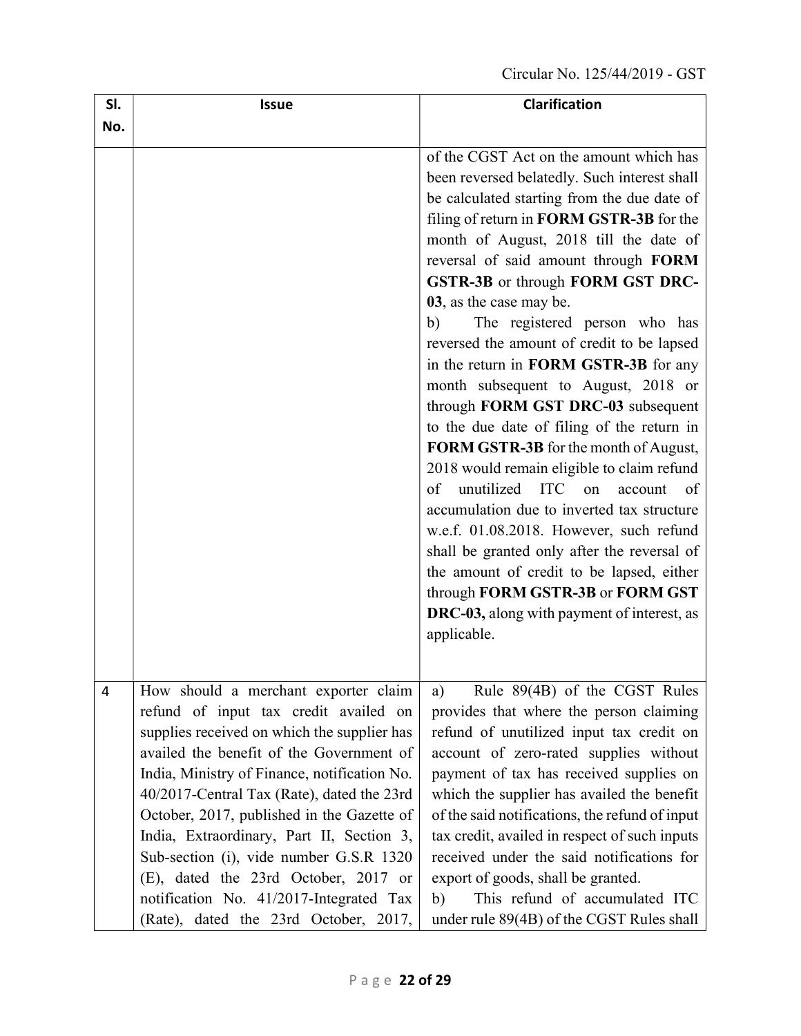| Sl. No. | Issue | Clarification |
|---|---|---|
| | | of the CGST Act on the amount which has been reversed belatedly. Such interest shall be calculated starting from the due date of filing of return in **FORM GSTR-3B** for the month of August, 2018 till the date of reversal of said amount through **FORM GSTR-3B** or through **FORM GST DRC-03**, as the case may be.<br>b) The registered person who has reversed the amount of credit to be lapsed in the return in **FORM GSTR-3B** for any month subsequent to August, 2018 or through **FORM GST DRC-03** subsequent to the due date of filing of the return in **FORM GSTR-3B** for the month of August, 2018 would remain eligible to claim refund of unutilized ITC on account of accumulation due to inverted tax structure w.e.f. 01.08.2018. However, such refund shall be granted only after the reversal of the amount of credit to be lapsed, either through **FORM GSTR-3B** or **FORM GST DRC-03,** along with payment of interest, as applicable. |
| 4 | How should a merchant exporter claim refund of input tax credit availed on supplies received on which the supplier has availed the benefit of the Government of India, Ministry of Finance, notification No. 40/2017-Central Tax (Rate), dated the 23rd October, 2017, published in the Gazette of India, Extraordinary, Part II, Section 3, Sub-section (i), vide number G.S.R 1320 (E), dated the 23rd October, 2017 or notification No. 41/2017-Integrated Tax (Rate), dated the 23rd October, 2017, | a) Rule 89(4B) of the CGST Rules provides that where the person claiming refund of unutilized input tax credit on account of zero-rated supplies without payment of tax has received supplies on which the supplier has availed the benefit of the said notifications, the refund of input tax credit, availed in respect of such inputs received under the said notifications for export of goods, shall be granted.<br>b) This refund of accumulated ITC under rule 89(4B) of the CGST Rules shall |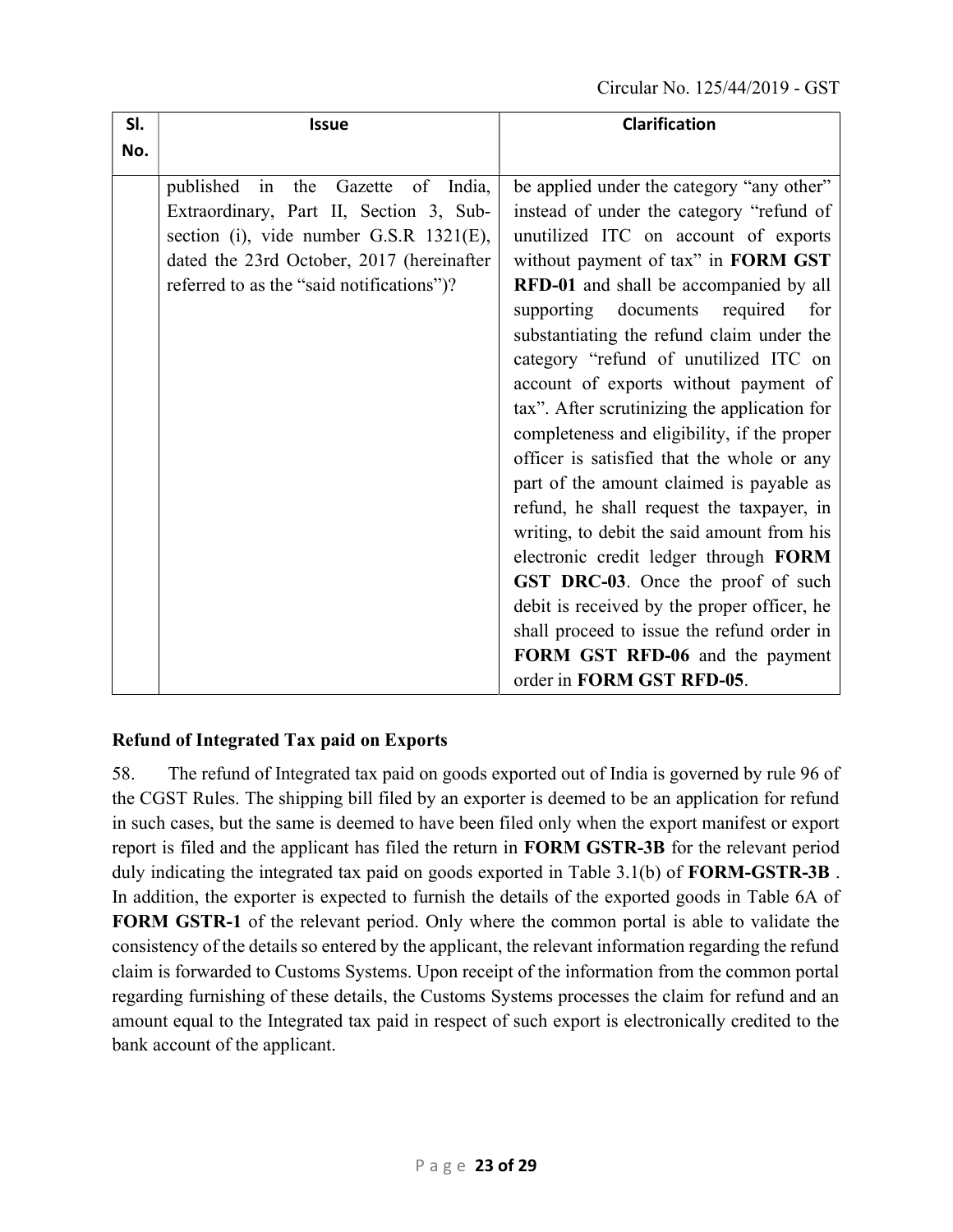| Sl. No. | Issue | Clarification |
|---|---|---|
| | published in the Gazette of India, Extraordinary, Part II, Section 3, Sub-section (i), vide number G.S.R 1321(E), dated the 23rd October, 2017 (hereinafter referred to as the "said notifications")? | be applied under the category "any other" instead of under the category "refund of unutilized ITC on account of exports without payment of tax" in **FORM GST RFD-01** and shall be accompanied by all supporting documents required for substantiating the refund claim under the category "refund of unutilized ITC on account of exports without payment of tax". After scrutinizing the application for completeness and eligibility, if the proper officer is satisfied that the whole or any part of the amount claimed is payable as refund, he shall request the taxpayer, in writing, to debit the said amount from his electronic credit ledger through **FORM GST DRC-03**. Once the proof of such debit is received by the proper officer, he shall proceed to issue the refund order in **FORM GST RFD-06** and the payment order in **FORM GST RFD-05**. |

**Refund of Integrated Tax paid on Exports**

58. The refund of Integrated tax paid on goods exported out of India is governed by rule 96 of the CGST Rules. The shipping bill filed by an exporter is deemed to be an application for refund in such cases, but the same is deemed to have been filed only when the export manifest or export report is filed and the applicant has filed the return in **FORM GSTR-3B** for the relevant period duly indicating the integrated tax paid on goods exported in Table 3.1(b) of **FORM-GSTR-3B** . In addition, the exporter is expected to furnish the details of the exported goods in Table 6A of **FORM GSTR-1** of the relevant period. Only where the common portal is able to validate the consistency of the details so entered by the applicant, the relevant information regarding the refund claim is forwarded to Customs Systems. Upon receipt of the information from the common portal regarding furnishing of these details, the Customs Systems processes the claim for refund and an amount equal to the Integrated tax paid in respect of such export is electronically credited to the bank account of the applicant.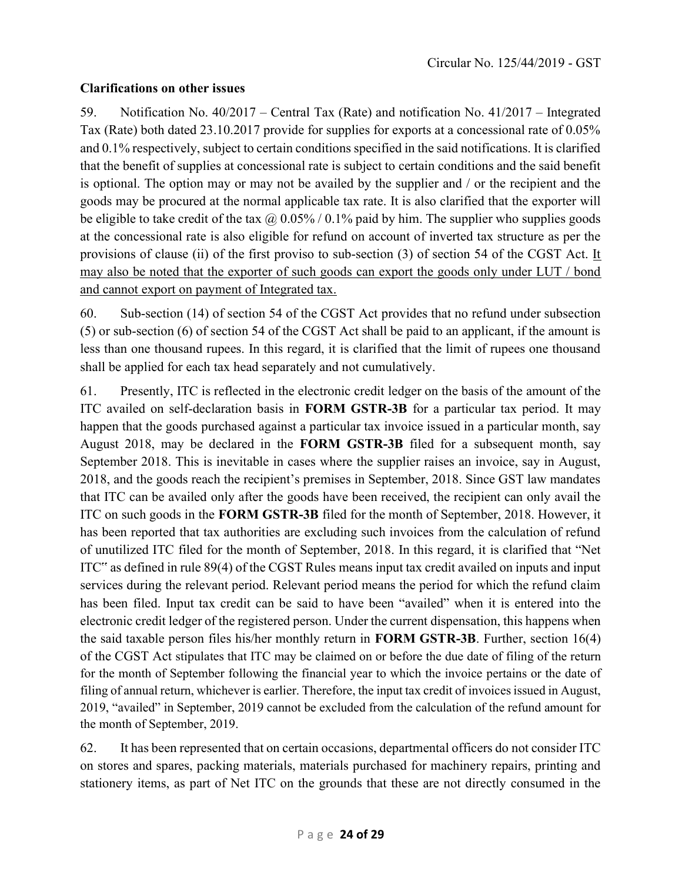**Clarifications on other issues**

59. Notification No. 40/2017 – Central Tax (Rate) and notification No. 41/2017 – Integrated Tax (Rate) both dated 23.10.2017 provide for supplies for exports at a concessional rate of 0.05% and 0.1% respectively, subject to certain conditions specified in the said notifications. It is clarified that the benefit of supplies at concessional rate is subject to certain conditions and the said benefit is optional. The option may or may not be availed by the supplier and / or the recipient and the goods may be procured at the normal applicable tax rate. It is also clarified that the exporter will be eligible to take credit of the tax @ 0.05% / 0.1% paid by him. The supplier who supplies goods at the concessional rate is also eligible for refund on account of inverted tax structure as per the provisions of clause (ii) of the first proviso to sub-section (3) of section 54 of the CGST Act. <u>It may also be noted that the exporter of such goods can export the goods only under LUT / bond and cannot export on payment of Integrated tax.</u>

60. Sub-section (14) of section 54 of the CGST Act provides that no refund under subsection (5) or sub-section (6) of section 54 of the CGST Act shall be paid to an applicant, if the amount is less than one thousand rupees. In this regard, it is clarified that the limit of rupees one thousand shall be applied for each tax head separately and not cumulatively.

61. Presently, ITC is reflected in the electronic credit ledger on the basis of the amount of the ITC availed on self-declaration basis in **FORM GSTR-3B** for a particular tax period. It may happen that the goods purchased against a particular tax invoice issued in a particular month, say August 2018, may be declared in the **FORM GSTR-3B** filed for a subsequent month, say September 2018. This is inevitable in cases where the supplier raises an invoice, say in August, 2018, and the goods reach the recipient's premises in September, 2018. Since GST law mandates that ITC can be availed only after the goods have been received, the recipient can only avail the ITC on such goods in the **FORM GSTR-3B** filed for the month of September, 2018. However, it has been reported that tax authorities are excluding such invoices from the calculation of refund of unutilized ITC filed for the month of September, 2018. In this regard, it is clarified that "Net ITC" as defined in rule 89(4) of the CGST Rules means input tax credit availed on inputs and input services during the relevant period. Relevant period means the period for which the refund claim has been filed. Input tax credit can be said to have been "availed" when it is entered into the electronic credit ledger of the registered person. Under the current dispensation, this happens when the said taxable person files his/her monthly return in **FORM GSTR-3B**. Further, section 16(4) of the CGST Act stipulates that ITC may be claimed on or before the due date of filing of the return for the month of September following the financial year to which the invoice pertains or the date of filing of annual return, whichever is earlier. Therefore, the input tax credit of invoices issued in August, 2019, "availed" in September, 2019 cannot be excluded from the calculation of the refund amount for the month of September, 2019.

62. It has been represented that on certain occasions, departmental officers do not consider ITC on stores and spares, packing materials, materials purchased for machinery repairs, printing and stationery items, as part of Net ITC on the grounds that these are not directly consumed in the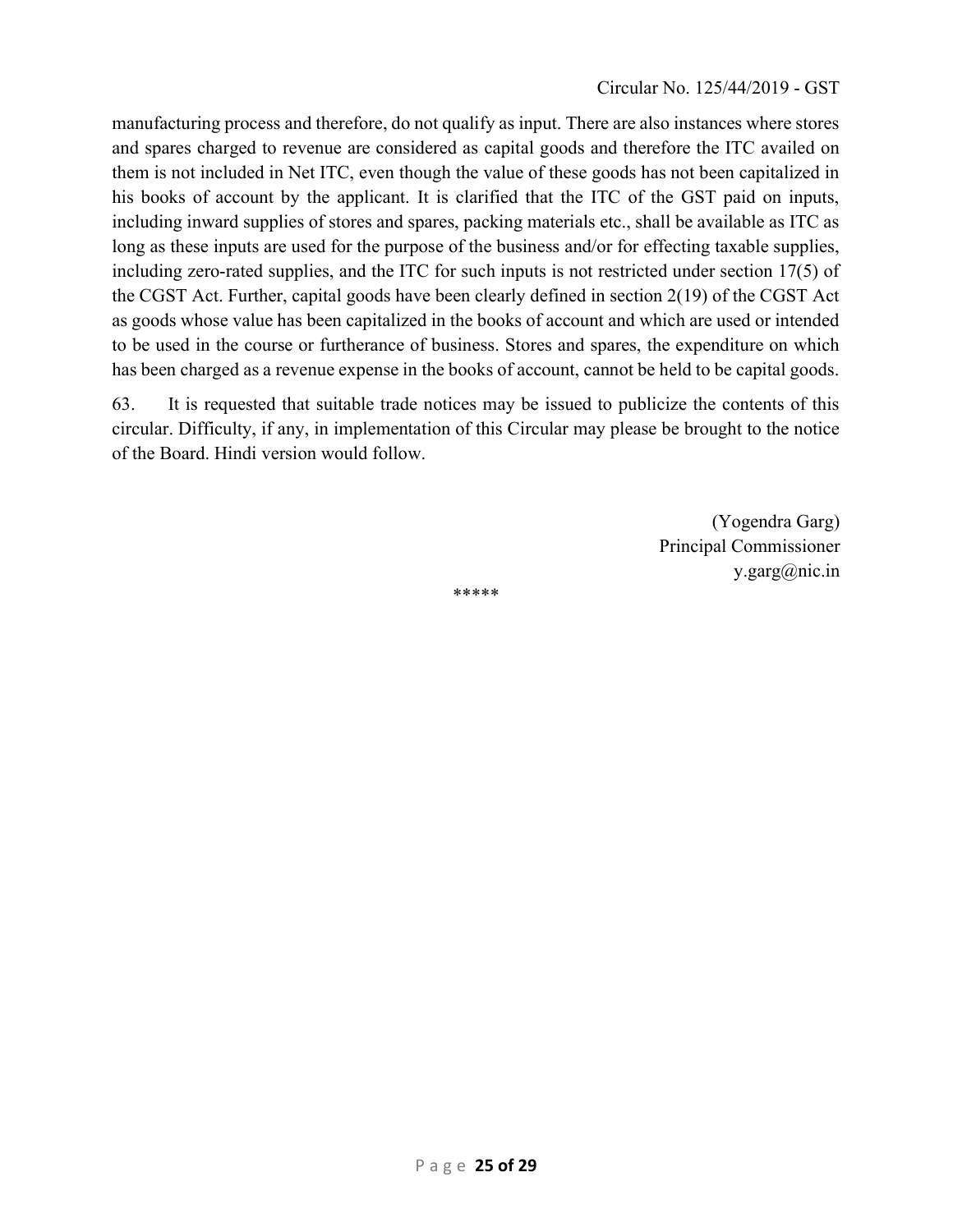manufacturing process and therefore, do not qualify as input. There are also instances where stores and spares charged to revenue are considered as capital goods and therefore the ITC availed on them is not included in Net ITC, even though the value of these goods has not been capitalized in his books of account by the applicant. It is clarified that the ITC of the GST paid on inputs, including inward supplies of stores and spares, packing materials etc., shall be available as ITC as long as these inputs are used for the purpose of the business and/or for effecting taxable supplies, including zero-rated supplies, and the ITC for such inputs is not restricted under section 17(5) of the CGST Act. Further, capital goods have been clearly defined in section 2(19) of the CGST Act as goods whose value has been capitalized in the books of account and which are used or intended to be used in the course or furtherance of business. Stores and spares, the expenditure on which has been charged as a revenue expense in the books of account, cannot be held to be capital goods.

63. It is requested that suitable trade notices may be issued to publicize the contents of this circular. Difficulty, if any, in implementation of this Circular may please be brought to the notice of the Board. Hindi version would follow.

(Yogendra Garg)  
Principal Commissioner  
y.garg@nic.in

*****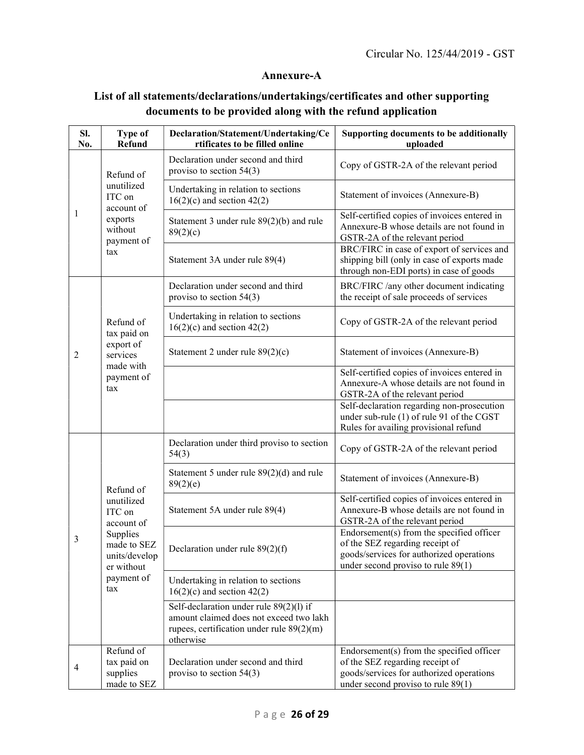## Annexure-A

### List of all statements/declarations/undertakings/certificates and other supporting documents to be provided along with the refund application

| Sl. No. | Type of Refund | Declaration/Statement/Undertaking/Certificates to be filled online | Supporting documents to be additionally uploaded |
|---|---|---|---|
| 1 | Refund of unutilized ITC on account of exports without payment of tax | Declaration under second and third proviso to section 54(3) | Copy of GSTR-2A of the relevant period |
| | | Undertaking in relation to sections 16(2)(c) and section 42(2) | Statement of invoices (Annexure-B) |
| | | Statement 3 under rule 89(2)(b) and rule 89(2)(c) | Self-certified copies of invoices entered in Annexure-B whose details are not found in GSTR-2A of the relevant period |
| | | Statement 3A under rule 89(4) | BRC/FIRC in case of export of services and shipping bill (only in case of exports made through non-EDI ports) in case of goods |
| 2 | Refund of tax paid on export of services made with payment of tax | Declaration under second and third proviso to section 54(3) | BRC/FIRC /any other document indicating the receipt of sale proceeds of services |
| | | Undertaking in relation to sections 16(2)(c) and section 42(2) | Copy of GSTR-2A of the relevant period |
| | | Statement 2 under rule 89(2)(c) | Statement of invoices (Annexure-B) |
| | | | Self-certified copies of invoices entered in Annexure-A whose details are not found in GSTR-2A of the relevant period |
| | | | Self-declaration regarding non-prosecution under sub-rule (1) of rule 91 of the CGST Rules for availing provisional refund |
| 3 | Refund of unutilized ITC on account of Supplies made to SEZ units/developer without payment of tax | Declaration under third proviso to section 54(3) | Copy of GSTR-2A of the relevant period |
| | | Statement 5 under rule 89(2)(d) and rule 89(2)(e) | Statement of invoices (Annexure-B) |
| | | Statement 5A under rule 89(4) | Self-certified copies of invoices entered in Annexure-B whose details are not found in GSTR-2A of the relevant period |
| | | Declaration under rule 89(2)(f) | Endorsement(s) from the specified officer of the SEZ regarding receipt of goods/services for authorized operations under second proviso to rule 89(1) |
| | | Undertaking in relation to sections 16(2)(c) and section 42(2) | |
| | | Self-declaration under rule 89(2)(l) if amount claimed does not exceed two lakh rupees, certification under rule 89(2)(m) otherwise | |
| 4 | Refund of tax paid on supplies made to SEZ | Declaration under second and third proviso to section 54(3) | Endorsement(s) from the specified officer of the SEZ regarding receipt of goods/services for authorized operations under second proviso to rule 89(1) |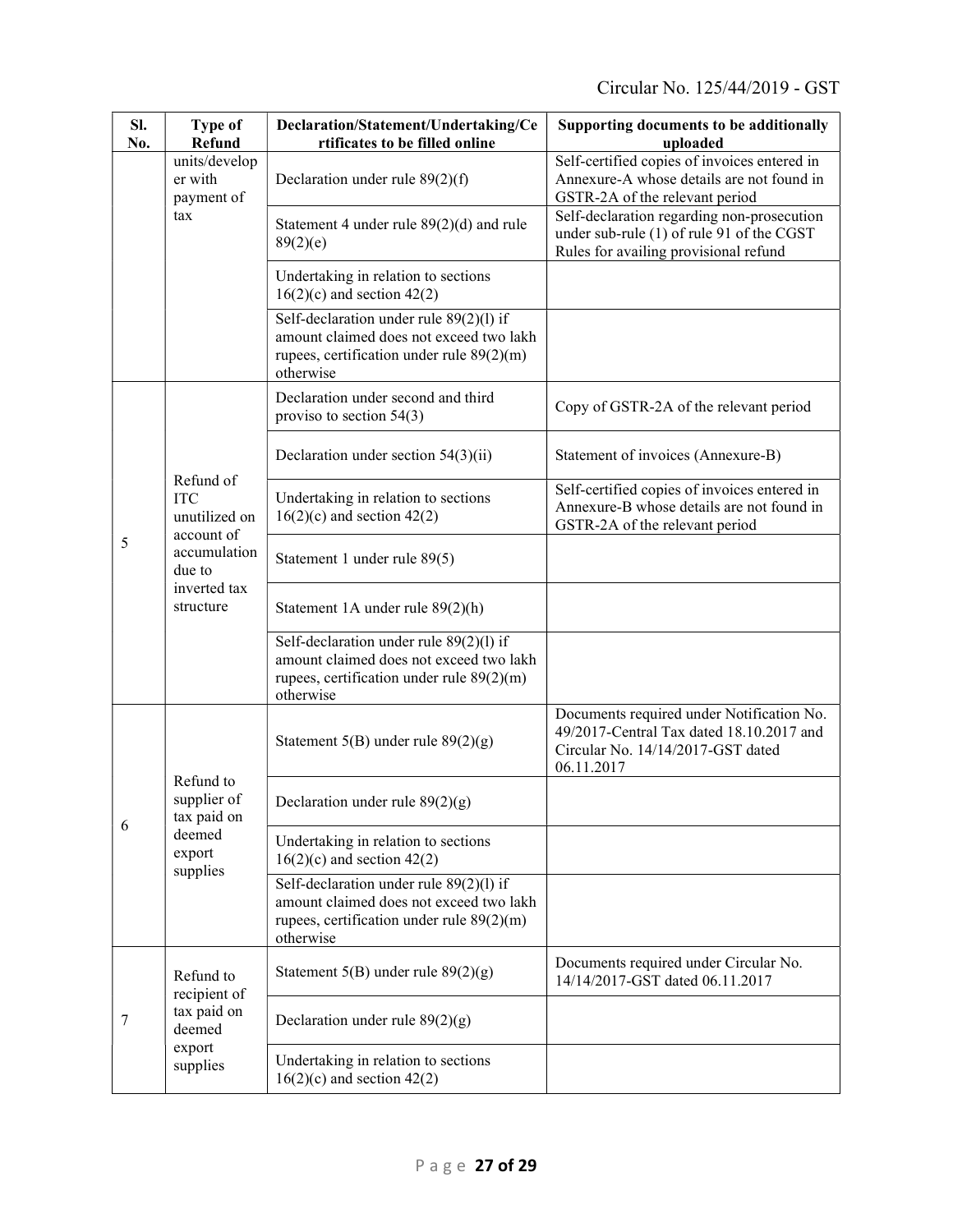| Sl. No. | Type of Refund | Declaration/Statement/Undertaking/Certificates to be filled online | Supporting documents to be additionally uploaded |
|---|---|---|---|
| | units/developer with payment of tax | Declaration under rule 89(2)(f) | Self-certified copies of invoices entered in Annexure-A whose details are not found in GSTR-2A of the relevant period |
| | | Statement 4 under rule 89(2)(d) and rule 89(2)(e) | Self-declaration regarding non-prosecution under sub-rule (1) of rule 91 of the CGST Rules for availing provisional refund |
| | | Undertaking in relation to sections 16(2)(c) and section 42(2) | |
| | | Self-declaration under rule 89(2)(l) if amount claimed does not exceed two lakh rupees, certification under rule 89(2)(m) otherwise | |
| 5 | Refund of ITC unutilized on account of accumulation due to inverted tax structure | Declaration under second and third proviso to section 54(3) | Copy of GSTR-2A of the relevant period |
| | | Declaration under section 54(3)(ii) | Statement of invoices (Annexure-B) |
| | | Undertaking in relation to sections 16(2)(c) and section 42(2) | Self-certified copies of invoices entered in Annexure-B whose details are not found in GSTR-2A of the relevant period |
| | | Statement 1 under rule 89(5) | |
| | | Statement 1A under rule 89(2)(h) | |
| | | Self-declaration under rule 89(2)(l) if amount claimed does not exceed two lakh rupees, certification under rule 89(2)(m) otherwise | |
| 6 | Refund to supplier of tax paid on deemed export supplies | Statement 5(B) under rule 89(2)(g) | Documents required under Notification No. 49/2017-Central Tax dated 18.10.2017 and Circular No. 14/14/2017-GST dated 06.11.2017 |
| | | Declaration under rule 89(2)(g) | |
| | | Undertaking in relation to sections 16(2)(c) and section 42(2) | |
| | | Self-declaration under rule 89(2)(l) if amount claimed does not exceed two lakh rupees, certification under rule 89(2)(m) otherwise | |
| 7 | Refund to recipient of tax paid on deemed export supplies | Statement 5(B) under rule 89(2)(g) | Documents required under Circular No. 14/14/2017-GST dated 06.11.2017 |
| | | Declaration under rule 89(2)(g) | |
| | | Undertaking in relation to sections 16(2)(c) and section 42(2) | |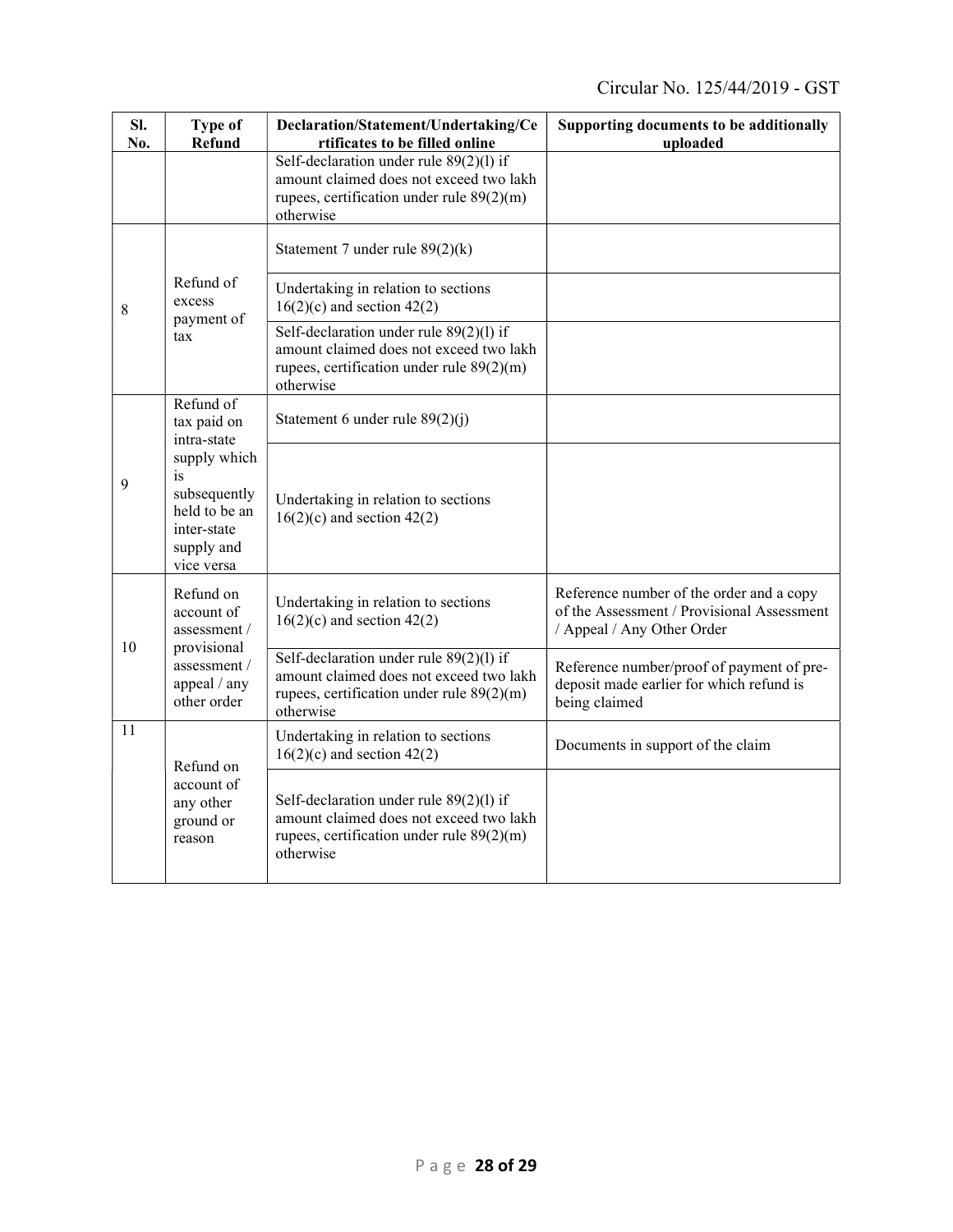| Sl. No. | Type of Refund | Declaration/Statement/Undertaking/Certificates to be filled online | Supporting documents to be additionally uploaded |
|---|---|---|---|
| | | Self-declaration under rule 89(2)(l) if amount claimed does not exceed two lakh rupees, certification under rule 89(2)(m) otherwise | |
| 8 | Refund of excess payment of tax | Statement 7 under rule 89(2)(k) | |
| | | Undertaking in relation to sections 16(2)(c) and section 42(2) | |
| | | Self-declaration under rule 89(2)(l) if amount claimed does not exceed two lakh rupees, certification under rule 89(2)(m) otherwise | |
| 9 | Refund of tax paid on intra-state supply which is subsequently held to be an inter-state supply and vice versa | Statement 6 under rule 89(2)(j) | |
| | | Undertaking in relation to sections 16(2)(c) and section 42(2) | |
| 10 | Refund on account of assessment / provisional assessment / appeal / any other order | Undertaking in relation to sections 16(2)(c) and section 42(2) | Reference number of the order and a copy of the Assessment / Provisional Assessment / Appeal / Any Other Order |
| | | Self-declaration under rule 89(2)(l) if amount claimed does not exceed two lakh rupees, certification under rule 89(2)(m) otherwise | Reference number/proof of payment of pre-deposit made earlier for which refund is being claimed |
| 11 | Refund on account of any other ground or reason | Undertaking in relation to sections 16(2)(c) and section 42(2) | Documents in support of the claim |
| | | Self-declaration under rule 89(2)(l) if amount claimed does not exceed two lakh rupees, certification under rule 89(2)(m) otherwise | |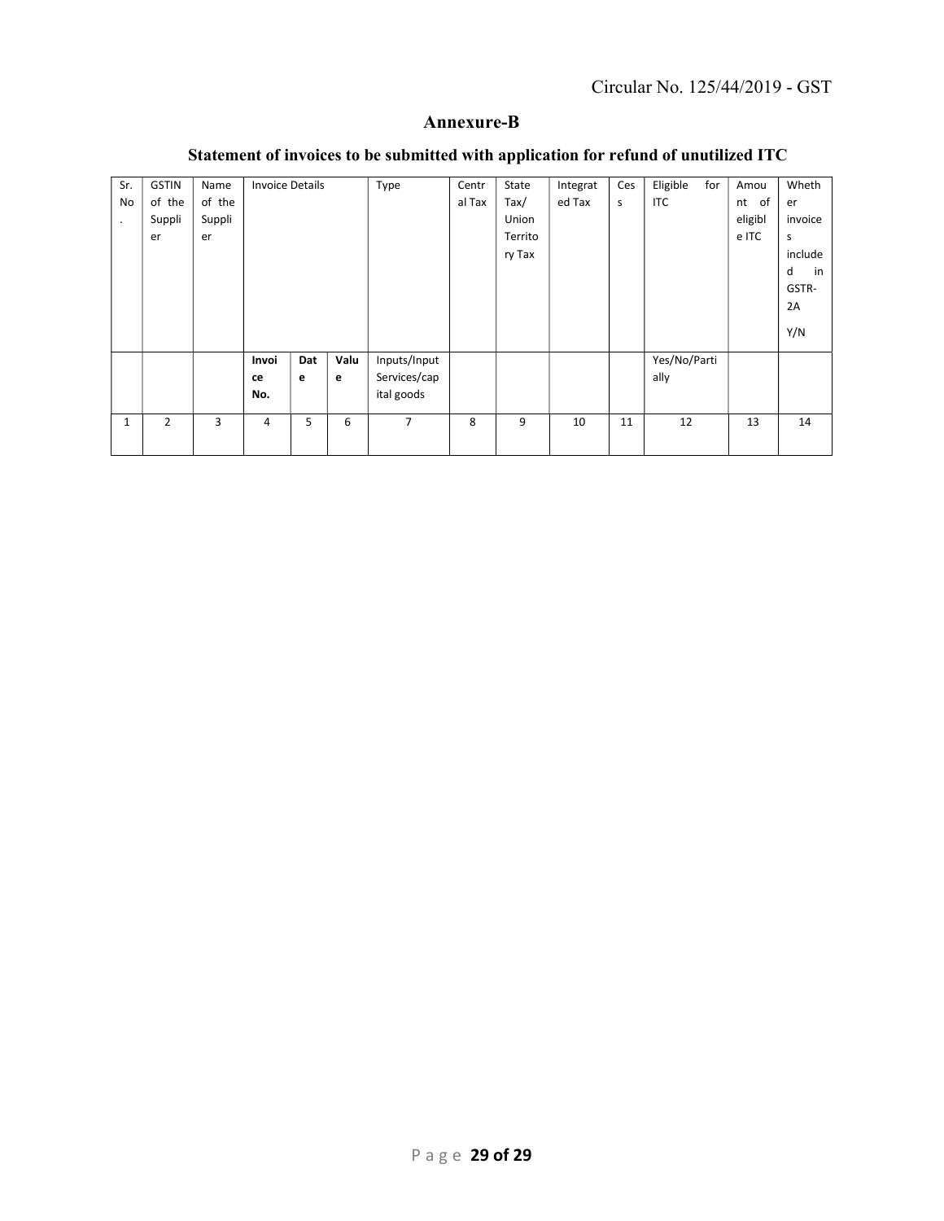## Annexure-B

### Statement of invoices to be submitted with application for refund of unutilized ITC

| Sr. No. | GSTIN of the Supplier | Name of the Supplier | Invoice Details | | | Type | Central Tax | State Tax/ Union Territory Tax | Integrated Tax | Cess | Eligible for ITC | Amount of eligible ITC | Whether invoices included in GSTR-2A Y/N |
|---|---|---|---|---|---|---|---|---|---|---|---|---|---|
| | | | **Invoice No.** | **Date** | **Value** | Inputs/Input Services/capital goods | | | | | Yes/No/Partially | | |
| 1 | 2 | 3 | 4 | 5 | 6 | 7 | 8 | 9 | 10 | 11 | 12 | 13 | 14 |